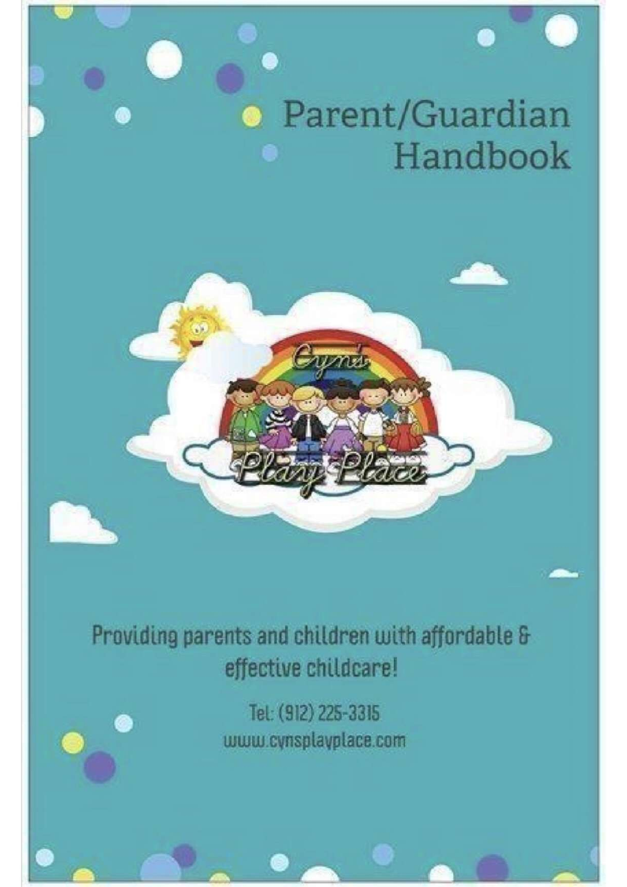# Parent/Guardian Handbook

Cyn's Play Place

Providing parents and children with affordable & effective childcare!

Tel: (912) 225-3315

www.cynsplayplace.com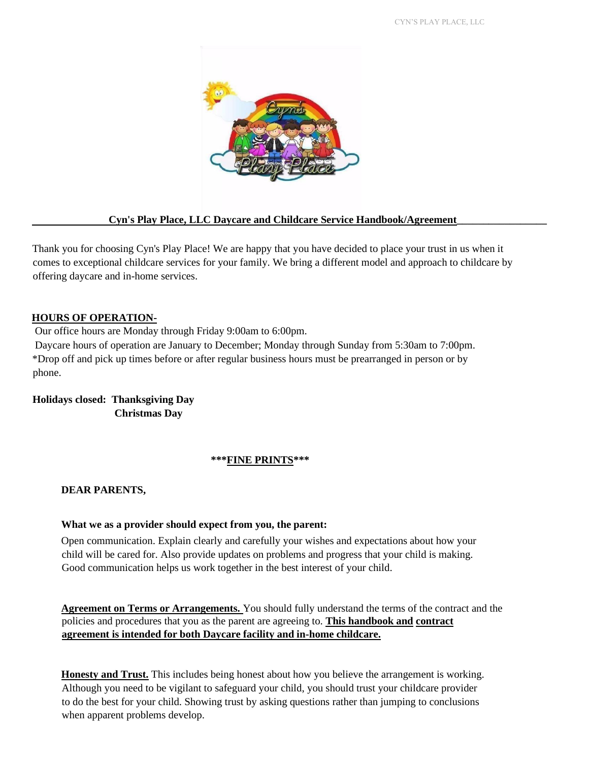## Cyn's Play Place, LLC Daycare and Childcare Service Handbook/Agreement

Thank you for choosing Cyn's Play Place! We are happy that you have decided to place your trust in us when it comes to exceptional childcare services for your family. We bring a different model and approach to childcare by offering daycare and in-home services.

### HOURS OF OPERATION-

Our office hours are Monday through Friday 9:00am to 6:00pm.

Daycare hours of operation are January to December; Monday through Sunday from 5:30am to 7:00pm.

*Drop off and pick up times before or after regular business hours must be prearranged in person or by phone.

**Holidays closed: Thanksgiving Day**
**Christmas Day**

### ***FINE PRINTS***

**DEAR PARENTS,**

**What we as a provider should expect from you, the parent:**

Open communication. Explain clearly and carefully your wishes and expectations about how your child will be cared for. Also provide updates on problems and progress that your child is making. Good communication helps us work together in the best interest of your child.

**Agreement on Terms or Arrangements.** You should fully understand the terms of the contract and the policies and procedures that you as the parent are agreeing to. **This handbook and contract agreement is intended for both Daycare facility and in-home childcare.**

**Honesty and Trust.** This includes being honest about how you believe the arrangement is working. Although you need to be vigilant to safeguard your child, you should trust your childcare provider to do the best for your child. Showing trust by asking questions rather than jumping to conclusions when apparent problems develop.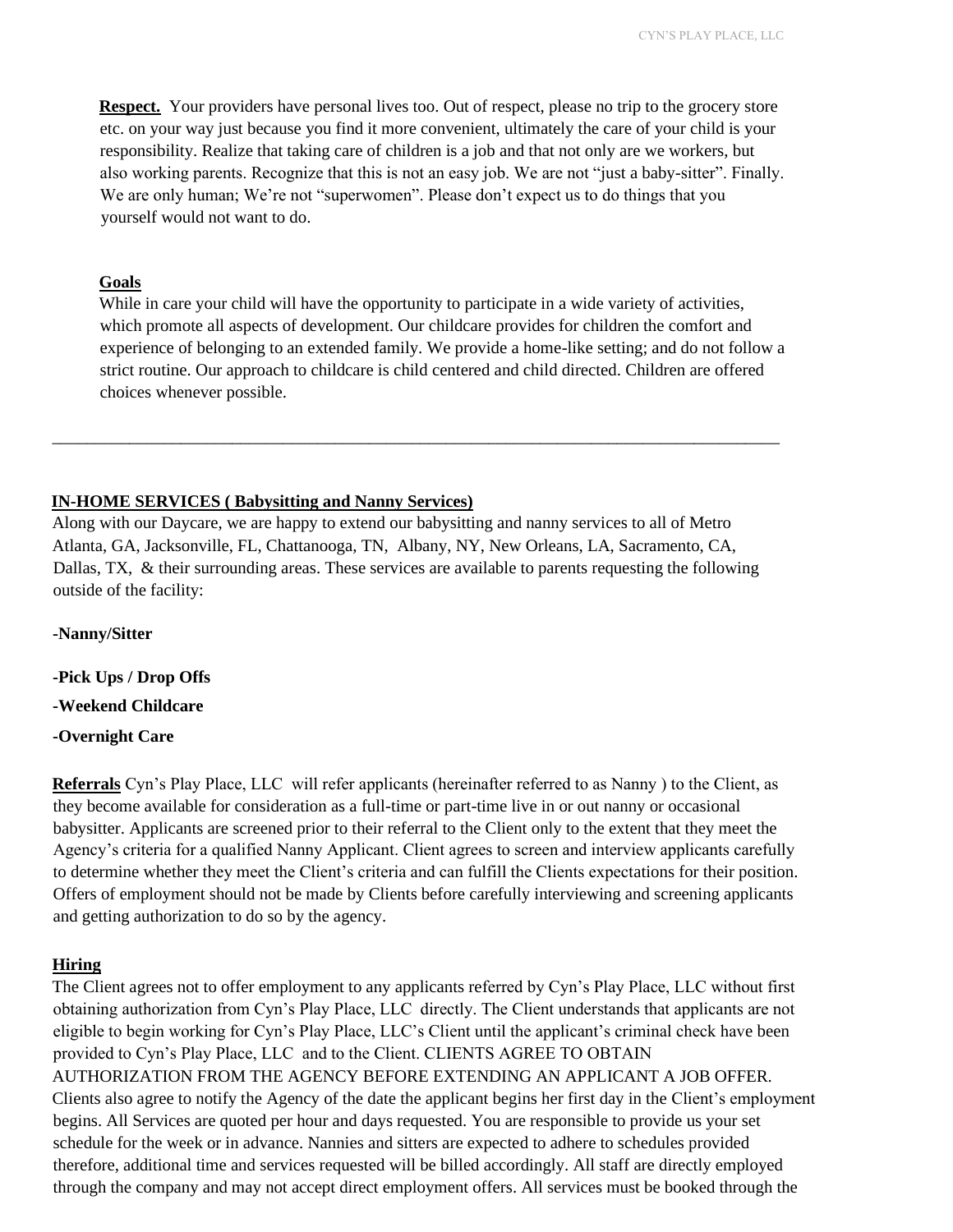**Respect.** Your providers have personal lives too. Out of respect, please no trip to the grocery store etc. on your way just because you find it more convenient, ultimately the care of your child is your responsibility. Realize that taking care of children is a job and that not only are we workers, but also working parents. Recognize that this is not an easy job. We are not "just a baby-sitter". Finally. We are only human; We're not "superwomen". Please don't expect us to do things that you yourself would not want to do.

**Goals**

While in care your child will have the opportunity to participate in a wide variety of activities, which promote all aspects of development. Our childcare provides for children the comfort and experience of belonging to an extended family. We provide a home-like setting; and do not follow a strict routine. Our approach to childcare is child centered and child directed. Children are offered choices whenever possible.

---

**IN-HOME SERVICES ( Babysitting and Nanny Services)**

Along with our Daycare, we are happy to extend our babysitting and nanny services to all of Metro Atlanta, GA, Jacksonville, FL, Chattanooga, TN, Albany, NY, New Orleans, LA, Sacramento, CA, Dallas, TX, & their surrounding areas. These services are available to parents requesting the following outside of the facility:

**-Nanny/Sitter**

**-Pick Ups / Drop Offs**

**-Weekend Childcare**

**-Overnight Care**

**Referrals** Cyn's Play Place, LLC will refer applicants (hereinafter referred to as Nanny ) to the Client, as they become available for consideration as a full-time or part-time live in or out nanny or occasional babysitter. Applicants are screened prior to their referral to the Client only to the extent that they meet the Agency's criteria for a qualified Nanny Applicant. Client agrees to screen and interview applicants carefully to determine whether they meet the Client's criteria and can fulfill the Clients expectations for their position. Offers of employment should not be made by Clients before carefully interviewing and screening applicants and getting authorization to do so by the agency.

**Hiring**

The Client agrees not to offer employment to any applicants referred by Cyn's Play Place, LLC without first obtaining authorization from Cyn's Play Place, LLC directly. The Client understands that applicants are not eligible to begin working for Cyn's Play Place, LLC's Client until the applicant's criminal check have been provided to Cyn's Play Place, LLC and to the Client. CLIENTS AGREE TO OBTAIN AUTHORIZATION FROM THE AGENCY BEFORE EXTENDING AN APPLICANT A JOB OFFER. Clients also agree to notify the Agency of the date the applicant begins her first day in the Client's employment begins. All Services are quoted per hour and days requested. You are responsible to provide us your set schedule for the week or in advance. Nannies and sitters are expected to adhere to schedules provided therefore, additional time and services requested will be billed accordingly. All staff are directly employed through the company and may not accept direct employment offers. All services must be booked through the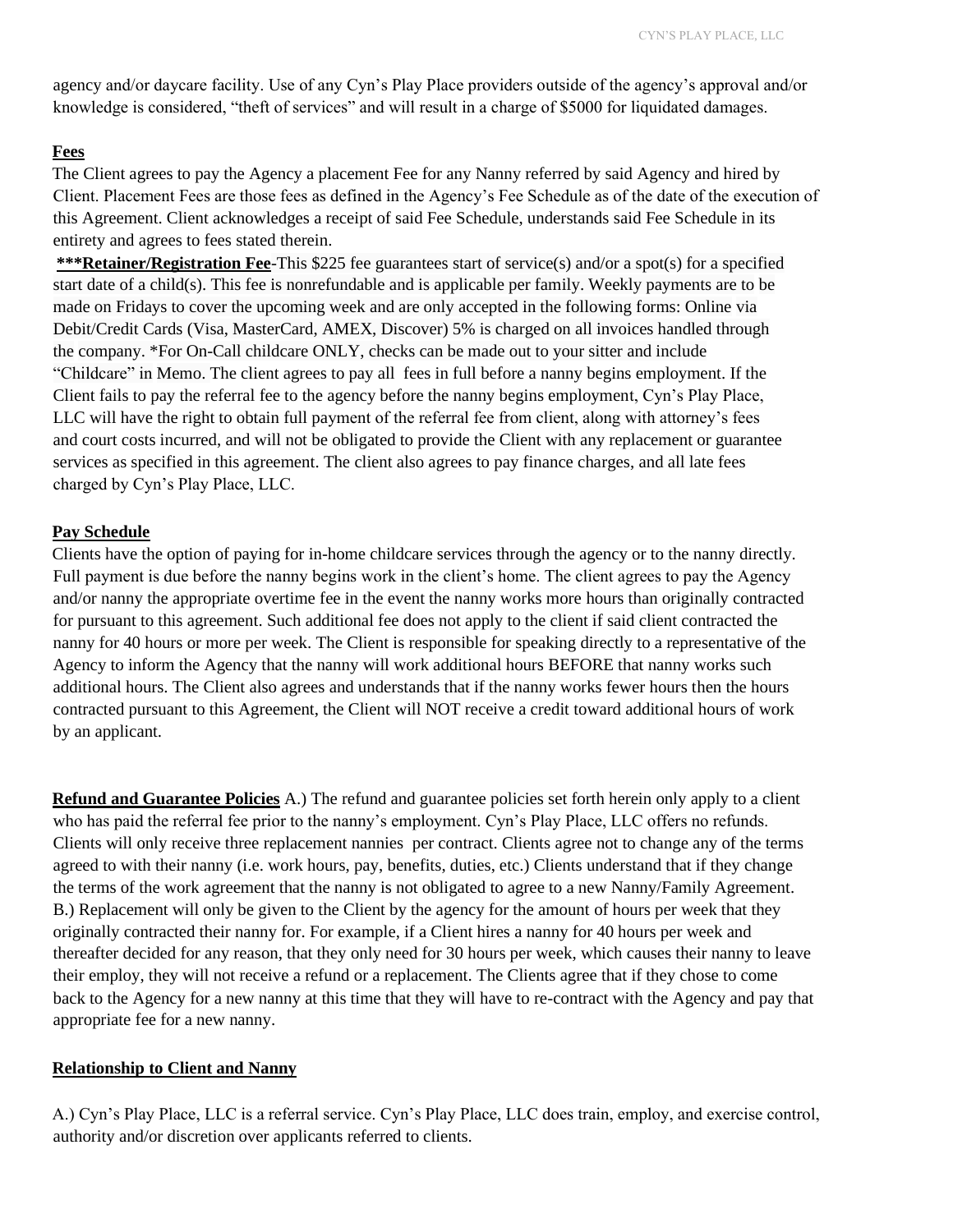agency and/or daycare facility. Use of any Cyn's Play Place providers outside of the agency's approval and/or knowledge is considered, "theft of services" and will result in a charge of $5000 for liquidated damages.

**Fees**

The Client agrees to pay the Agency a placement Fee for any Nanny referred by said Agency and hired by Client. Placement Fees are those fees as defined in the Agency's Fee Schedule as of the date of the execution of this Agreement. Client acknowledges a receipt of said Fee Schedule, understands said Fee Schedule in its entirety and agrees to fees stated therein.

**\*\*\*Retainer/Registration Fee**-This $225 fee guarantees start of service(s) and/or a spot(s) for a specified start date of a child(s). This fee is nonrefundable and is applicable per family. Weekly payments are to be made on Fridays to cover the upcoming week and are only accepted in the following forms: Online via Debit/Credit Cards (Visa, MasterCard, AMEX, Discover) 5% is charged on all invoices handled through the company. \*For On-Call childcare ONLY, checks can be made out to your sitter and include "Childcare" in Memo. The client agrees to pay all fees in full before a nanny begins employment. If the Client fails to pay the referral fee to the agency before the nanny begins employment, Cyn's Play Place, LLC will have the right to obtain full payment of the referral fee from client, along with attorney's fees and court costs incurred, and will not be obligated to provide the Client with any replacement or guarantee services as specified in this agreement. The client also agrees to pay finance charges, and all late fees charged by Cyn's Play Place, LLC.

**Pay Schedule**

Clients have the option of paying for in-home childcare services through the agency or to the nanny directly. Full payment is due before the nanny begins work in the client's home. The client agrees to pay the Agency and/or nanny the appropriate overtime fee in the event the nanny works more hours than originally contracted for pursuant to this agreement. Such additional fee does not apply to the client if said client contracted the nanny for 40 hours or more per week. The Client is responsible for speaking directly to a representative of the Agency to inform the Agency that the nanny will work additional hours BEFORE that nanny works such additional hours. The Client also agrees and understands that if the nanny works fewer hours then the hours contracted pursuant to this Agreement, the Client will NOT receive a credit toward additional hours of work by an applicant.

**Refund and Guarantee Policies** A.) The refund and guarantee policies set forth herein only apply to a client who has paid the referral fee prior to the nanny's employment. Cyn's Play Place, LLC offers no refunds. Clients will only receive three replacement nannies per contract. Clients agree not to change any of the terms agreed to with their nanny (i.e. work hours, pay, benefits, duties, etc.) Clients understand that if they change the terms of the work agreement that the nanny is not obligated to agree to a new Nanny/Family Agreement. B.) Replacement will only be given to the Client by the agency for the amount of hours per week that they originally contracted their nanny for. For example, if a Client hires a nanny for 40 hours per week and thereafter decided for any reason, that they only need for 30 hours per week, which causes their nanny to leave their employ, they will not receive a refund or a replacement. The Clients agree that if they chose to come back to the Agency for a new nanny at this time that they will have to re-contract with the Agency and pay that appropriate fee for a new nanny.

**Relationship to Client and Nanny**

A.) Cyn's Play Place, LLC is a referral service. Cyn's Play Place, LLC does train, employ, and exercise control, authority and/or discretion over applicants referred to clients.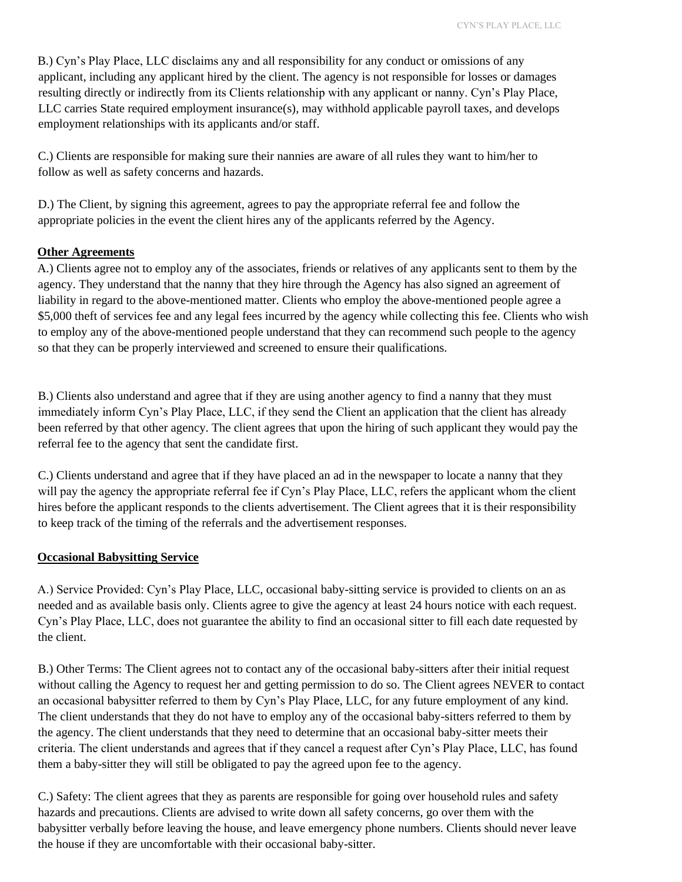B.) Cyn's Play Place, LLC disclaims any and all responsibility for any conduct or omissions of any applicant, including any applicant hired by the client. The agency is not responsible for losses or damages resulting directly or indirectly from its Clients relationship with any applicant or nanny. Cyn's Play Place, LLC carries State required employment insurance(s), may withhold applicable payroll taxes, and develops employment relationships with its applicants and/or staff.

C.) Clients are responsible for making sure their nannies are aware of all rules they want to him/her to follow as well as safety concerns and hazards.

D.) The Client, by signing this agreement, agrees to pay the appropriate referral fee and follow the appropriate policies in the event the client hires any of the applicants referred by the Agency.

**Other Agreements**

A.) Clients agree not to employ any of the associates, friends or relatives of any applicants sent to them by the agency. They understand that the nanny that they hire through the Agency has also signed an agreement of liability in regard to the above-mentioned matter. Clients who employ the above-mentioned people agree a $5,000 theft of services fee and any legal fees incurred by the agency while collecting this fee. Clients who wish to employ any of the above-mentioned people understand that they can recommend such people to the agency so that they can be properly interviewed and screened to ensure their qualifications.

B.) Clients also understand and agree that if they are using another agency to find a nanny that they must immediately inform Cyn's Play Place, LLC, if they send the Client an application that the client has already been referred by that other agency. The client agrees that upon the hiring of such applicant they would pay the referral fee to the agency that sent the candidate first.

C.) Clients understand and agree that if they have placed an ad in the newspaper to locate a nanny that they will pay the agency the appropriate referral fee if Cyn's Play Place, LLC, refers the applicant whom the client hires before the applicant responds to the clients advertisement. The Client agrees that it is their responsibility to keep track of the timing of the referrals and the advertisement responses.

**Occasional Babysitting Service**

A.) Service Provided: Cyn's Play Place, LLC, occasional baby-sitting service is provided to clients on an as needed and as available basis only. Clients agree to give the agency at least 24 hours notice with each request. Cyn's Play Place, LLC, does not guarantee the ability to find an occasional sitter to fill each date requested by the client.

B.) Other Terms: The Client agrees not to contact any of the occasional baby-sitters after their initial request without calling the Agency to request her and getting permission to do so. The Client agrees NEVER to contact an occasional babysitter referred to them by Cyn's Play Place, LLC, for any future employment of any kind. The client understands that they do not have to employ any of the occasional baby-sitters referred to them by the agency. The client understands that they need to determine that an occasional baby-sitter meets their criteria. The client understands and agrees that if they cancel a request after Cyn's Play Place, LLC, has found them a baby-sitter they will still be obligated to pay the agreed upon fee to the agency.

C.) Safety: The client agrees that they as parents are responsible for going over household rules and safety hazards and precautions. Clients are advised to write down all safety concerns, go over them with the babysitter verbally before leaving the house, and leave emergency phone numbers. Clients should never leave the house if they are uncomfortable with their occasional baby-sitter.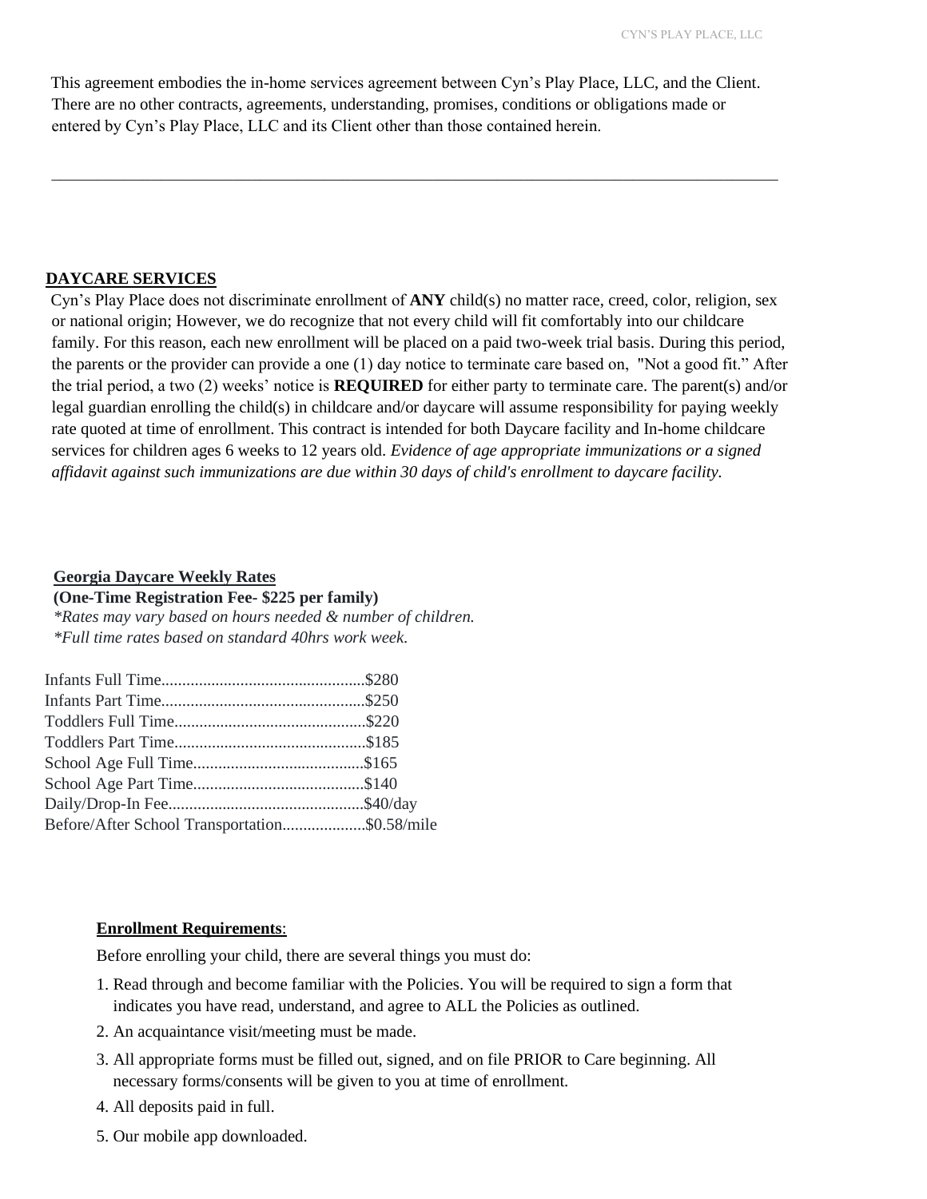This agreement embodies the in-home services agreement between Cyn's Play Place, LLC, and the Client. There are no other contracts, agreements, understanding, promises, conditions or obligations made or entered by Cyn's Play Place, LLC and its Client other than those contained herein.

---

## DAYCARE SERVICES

Cyn's Play Place does not discriminate enrollment of **ANY** child(s) no matter race, creed, color, religion, sex or national origin; However, we do recognize that not every child will fit comfortably into our childcare family. For this reason, each new enrollment will be placed on a paid two-week trial basis. During this period, the parents or the provider can provide a one (1) day notice to terminate care based on, "Not a good fit." After the trial period, a two (2) weeks' notice is **REQUIRED** for either party to terminate care. The parent(s) and/or legal guardian enrolling the child(s) in childcare and/or daycare will assume responsibility for paying weekly rate quoted at time of enrollment. This contract is intended for both Daycare facility and In-home childcare services for children ages 6 weeks to 12 years old. *Evidence of age appropriate immunizations or a signed affidavit against such immunizations are due within 30 days of child's enrollment to daycare facility.*

### Georgia Daycare Weekly Rates

**(One-Time Registration Fee- $225 per family)**

*\*Rates may vary based on hours needed & number of children.*
*\*Full time rates based on standard 40hrs work week.*

Infants Full Time.................................................$280
Infants Part Time.................................................$250
Toddlers Full Time..............................................$220
Toddlers Part Time..............................................$185
School Age Full Time.........................................$165
School Age Part Time.........................................$140
Daily/Drop-In Fee...............................................$40/day
Before/After School Transportation....................$0.58/mile

### Enrollment Requirements:

Before enrolling your child, there are several things you must do:

1. Read through and become familiar with the Policies. You will be required to sign a form that indicates you have read, understand, and agree to ALL the Policies as outlined.
2. An acquaintance visit/meeting must be made.
3. All appropriate forms must be filled out, signed, and on file PRIOR to Care beginning. All necessary forms/consents will be given to you at time of enrollment.
4. All deposits paid in full.
5. Our mobile app downloaded.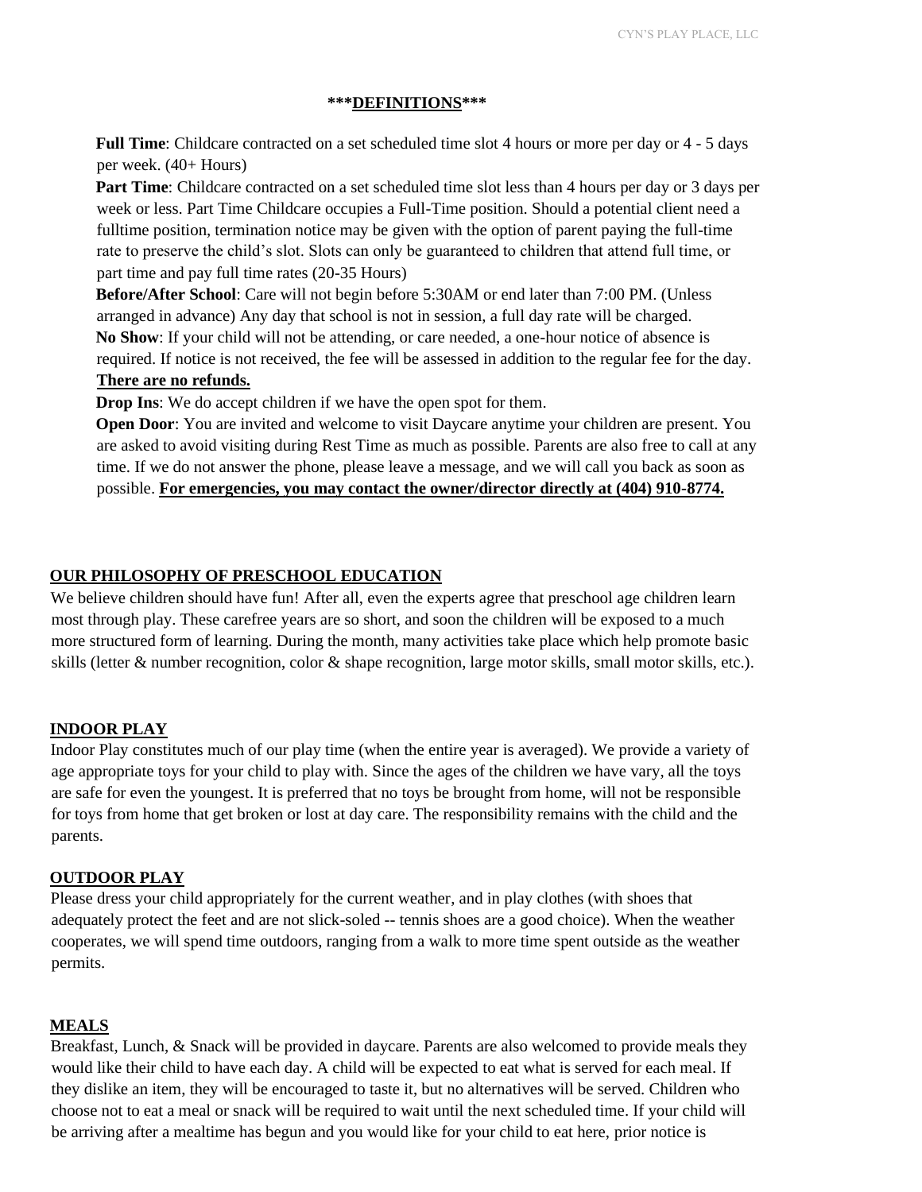## ***DEFINITIONS***

**Full Time**: Childcare contracted on a set scheduled time slot 4 hours or more per day or 4 - 5 days per week. (40+ Hours)

**Part Time**: Childcare contracted on a set scheduled time slot less than 4 hours per day or 3 days per week or less. Part Time Childcare occupies a Full-Time position. Should a potential client need a fulltime position, termination notice may be given with the option of parent paying the full-time rate to preserve the child's slot. Slots can only be guaranteed to children that attend full time, or part time and pay full time rates (20-35 Hours)

**Before/After School**: Care will not begin before 5:30AM or end later than 7:00 PM. (Unless arranged in advance) Any day that school is not in session, a full day rate will be charged.

**No Show**: If your child will not be attending, or care needed, a one-hour notice of absence is required. If notice is not received, the fee will be assessed in addition to the regular fee for the day. **There are no refunds.**

**Drop Ins**: We do accept children if we have the open spot for them.

**Open Door**: You are invited and welcome to visit Daycare anytime your children are present. You are asked to avoid visiting during Rest Time as much as possible. Parents are also free to call at any time. If we do not answer the phone, please leave a message, and we will call you back as soon as possible. **For emergencies, you may contact the owner/director directly at (404) 910-8774.**

## OUR PHILOSOPHY OF PRESCHOOL EDUCATION

We believe children should have fun! After all, even the experts agree that preschool age children learn most through play. These carefree years are so short, and soon the children will be exposed to a much more structured form of learning. During the month, many activities take place which help promote basic skills (letter & number recognition, color & shape recognition, large motor skills, small motor skills, etc.).

## INDOOR PLAY

Indoor Play constitutes much of our play time (when the entire year is averaged). We provide a variety of age appropriate toys for your child to play with. Since the ages of the children we have vary, all the toys are safe for even the youngest. It is preferred that no toys be brought from home, will not be responsible for toys from home that get broken or lost at day care. The responsibility remains with the child and the parents.

## OUTDOOR PLAY

Please dress your child appropriately for the current weather, and in play clothes (with shoes that adequately protect the feet and are not slick-soled -- tennis shoes are a good choice). When the weather cooperates, we will spend time outdoors, ranging from a walk to more time spent outside as the weather permits.

## MEALS

Breakfast, Lunch, & Snack will be provided in daycare. Parents are also welcomed to provide meals they would like their child to have each day. A child will be expected to eat what is served for each meal. If they dislike an item, they will be encouraged to taste it, but no alternatives will be served. Children who choose not to eat a meal or snack will be required to wait until the next scheduled time. If your child will be arriving after a mealtime has begun and you would like for your child to eat here, prior notice is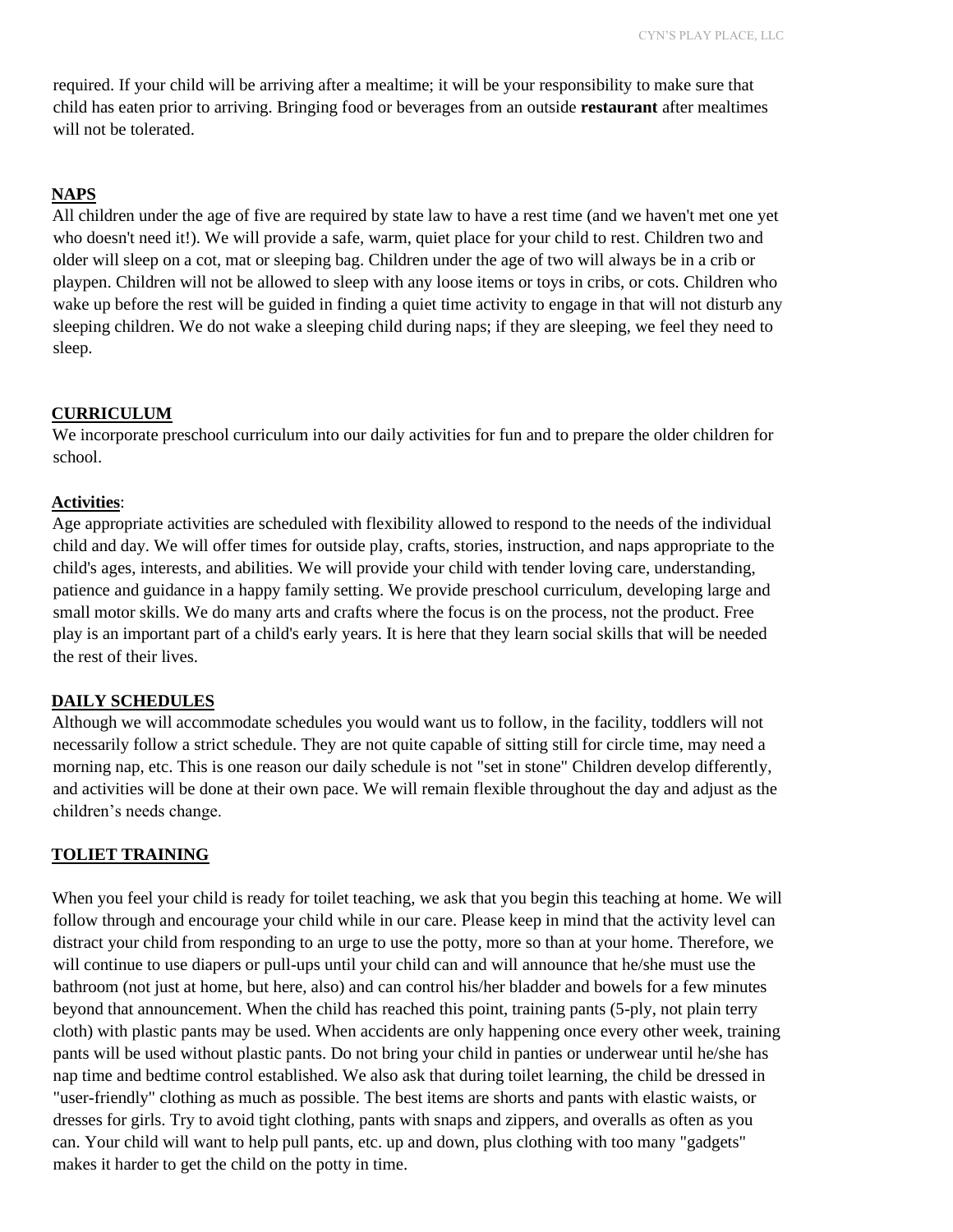required. If your child will be arriving after a mealtime; it will be your responsibility to make sure that child has eaten prior to arriving. Bringing food or beverages from an outside **restaurant** after mealtimes will not be tolerated.

## NAPS

All children under the age of five are required by state law to have a rest time (and we haven't met one yet who doesn't need it!). We will provide a safe, warm, quiet place for your child to rest. Children two and older will sleep on a cot, mat or sleeping bag. Children under the age of two will always be in a crib or playpen. Children will not be allowed to sleep with any loose items or toys in cribs, or cots. Children who wake up before the rest will be guided in finding a quiet time activity to engage in that will not disturb any sleeping children. We do not wake a sleeping child during naps; if they are sleeping, we feel they need to sleep.

## CURRICULUM

We incorporate preschool curriculum into our daily activities for fun and to prepare the older children for school.

### Activities:

Age appropriate activities are scheduled with flexibility allowed to respond to the needs of the individual child and day. We will offer times for outside play, crafts, stories, instruction, and naps appropriate to the child's ages, interests, and abilities. We will provide your child with tender loving care, understanding, patience and guidance in a happy family setting. We provide preschool curriculum, developing large and small motor skills. We do many arts and crafts where the focus is on the process, not the product. Free play is an important part of a child's early years. It is here that they learn social skills that will be needed the rest of their lives.

## DAILY SCHEDULES

Although we will accommodate schedules you would want us to follow, in the facility, toddlers will not necessarily follow a strict schedule. They are not quite capable of sitting still for circle time, may need a morning nap, etc. This is one reason our daily schedule is not "set in stone" Children develop differently, and activities will be done at their own pace. We will remain flexible throughout the day and adjust as the children's needs change.

## TOLIET TRAINING

When you feel your child is ready for toilet teaching, we ask that you begin this teaching at home. We will follow through and encourage your child while in our care. Please keep in mind that the activity level can distract your child from responding to an urge to use the potty, more so than at your home. Therefore, we will continue to use diapers or pull-ups until your child can and will announce that he/she must use the bathroom (not just at home, but here, also) and can control his/her bladder and bowels for a few minutes beyond that announcement. When the child has reached this point, training pants (5-ply, not plain terry cloth) with plastic pants may be used. When accidents are only happening once every other week, training pants will be used without plastic pants. Do not bring your child in panties or underwear until he/she has nap time and bedtime control established. We also ask that during toilet learning, the child be dressed in "user-friendly" clothing as much as possible. The best items are shorts and pants with elastic waists, or dresses for girls. Try to avoid tight clothing, pants with snaps and zippers, and overalls as often as you can. Your child will want to help pull pants, etc. up and down, plus clothing with too many "gadgets" makes it harder to get the child on the potty in time.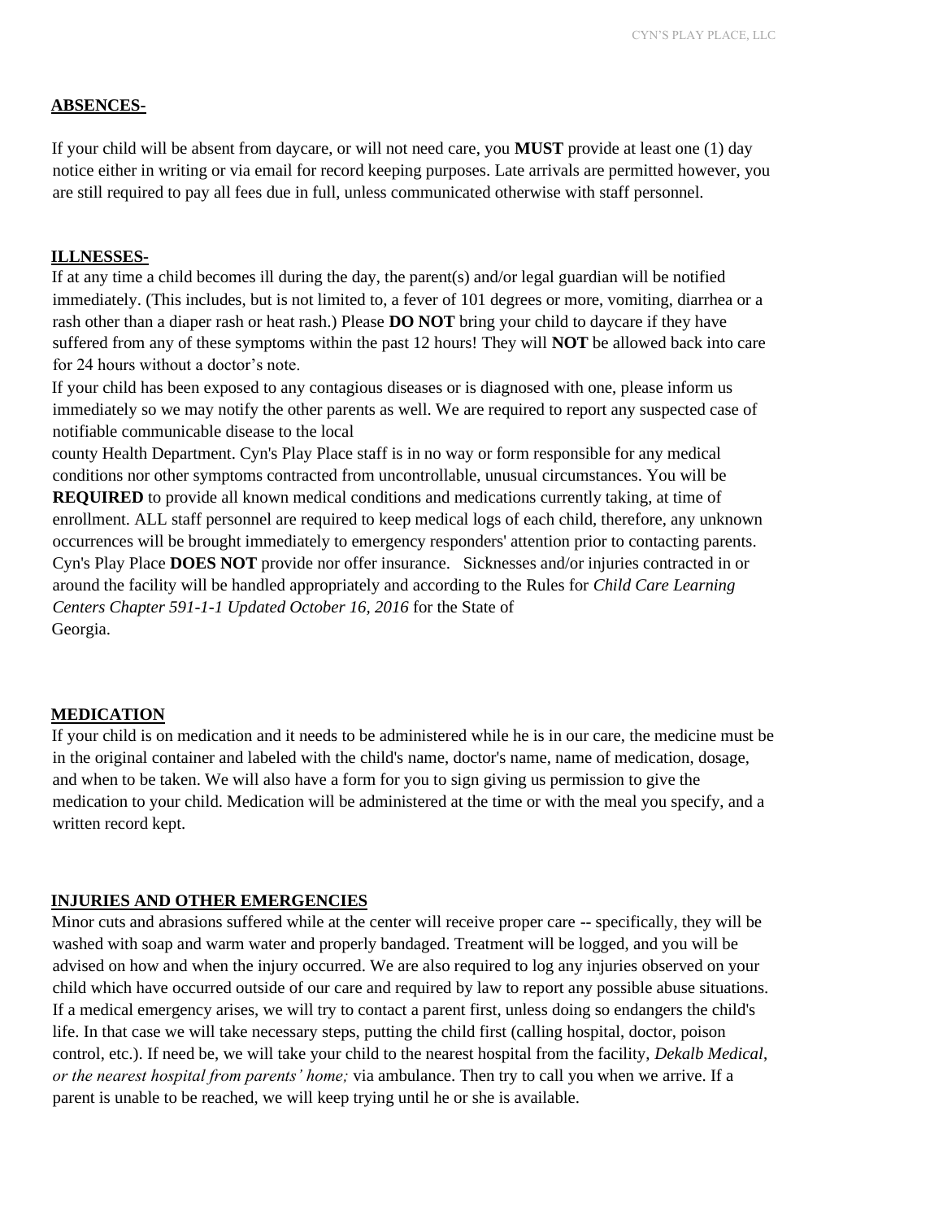## ABSENCES-

If your child will be absent from daycare, or will not need care, you **MUST** provide at least one (1) day notice either in writing or via email for record keeping purposes. Late arrivals are permitted however, you are still required to pay all fees due in full, unless communicated otherwise with staff personnel.

## ILLNESSES-

If at any time a child becomes ill during the day, the parent(s) and/or legal guardian will be notified immediately. (This includes, but is not limited to, a fever of 101 degrees or more, vomiting, diarrhea or a rash other than a diaper rash or heat rash.) Please **DO NOT** bring your child to daycare if they have suffered from any of these symptoms within the past 12 hours! They will **NOT** be allowed back into care for 24 hours without a doctor's note.

If your child has been exposed to any contagious diseases or is diagnosed with one, please inform us immediately so we may notify the other parents as well. We are required to report any suspected case of notifiable communicable disease to the local county Health Department. Cyn's Play Place staff is in no way or form responsible for any medical conditions nor other symptoms contracted from uncontrollable, unusual circumstances. You will be **REQUIRED** to provide all known medical conditions and medications currently taking, at time of enrollment. ALL staff personnel are required to keep medical logs of each child, therefore, any unknown occurrences will be brought immediately to emergency responders' attention prior to contacting parents. Cyn's Play Place **DOES NOT** provide nor offer insurance. Sicknesses and/or injuries contracted in or around the facility will be handled appropriately and according to the Rules for *Child Care Learning Centers Chapter 591-1-1 Updated October 16, 2016* for the State of Georgia.

## MEDICATION

If your child is on medication and it needs to be administered while he is in our care, the medicine must be in the original container and labeled with the child's name, doctor's name, name of medication, dosage, and when to be taken. We will also have a form for you to sign giving us permission to give the medication to your child. Medication will be administered at the time or with the meal you specify, and a written record kept.

## INJURIES AND OTHER EMERGENCIES

Minor cuts and abrasions suffered while at the center will receive proper care -- specifically, they will be washed with soap and warm water and properly bandaged. Treatment will be logged, and you will be advised on how and when the injury occurred. We are also required to log any injuries observed on your child which have occurred outside of our care and required by law to report any possible abuse situations. If a medical emergency arises, we will try to contact a parent first, unless doing so endangers the child's life. In that case we will take necessary steps, putting the child first (calling hospital, doctor, poison control, etc.). If need be, we will take your child to the nearest hospital from the facility, *Dekalb Medical*, *or the nearest hospital from parents' home;* via ambulance. Then try to call you when we arrive. If a parent is unable to be reached, we will keep trying until he or she is available.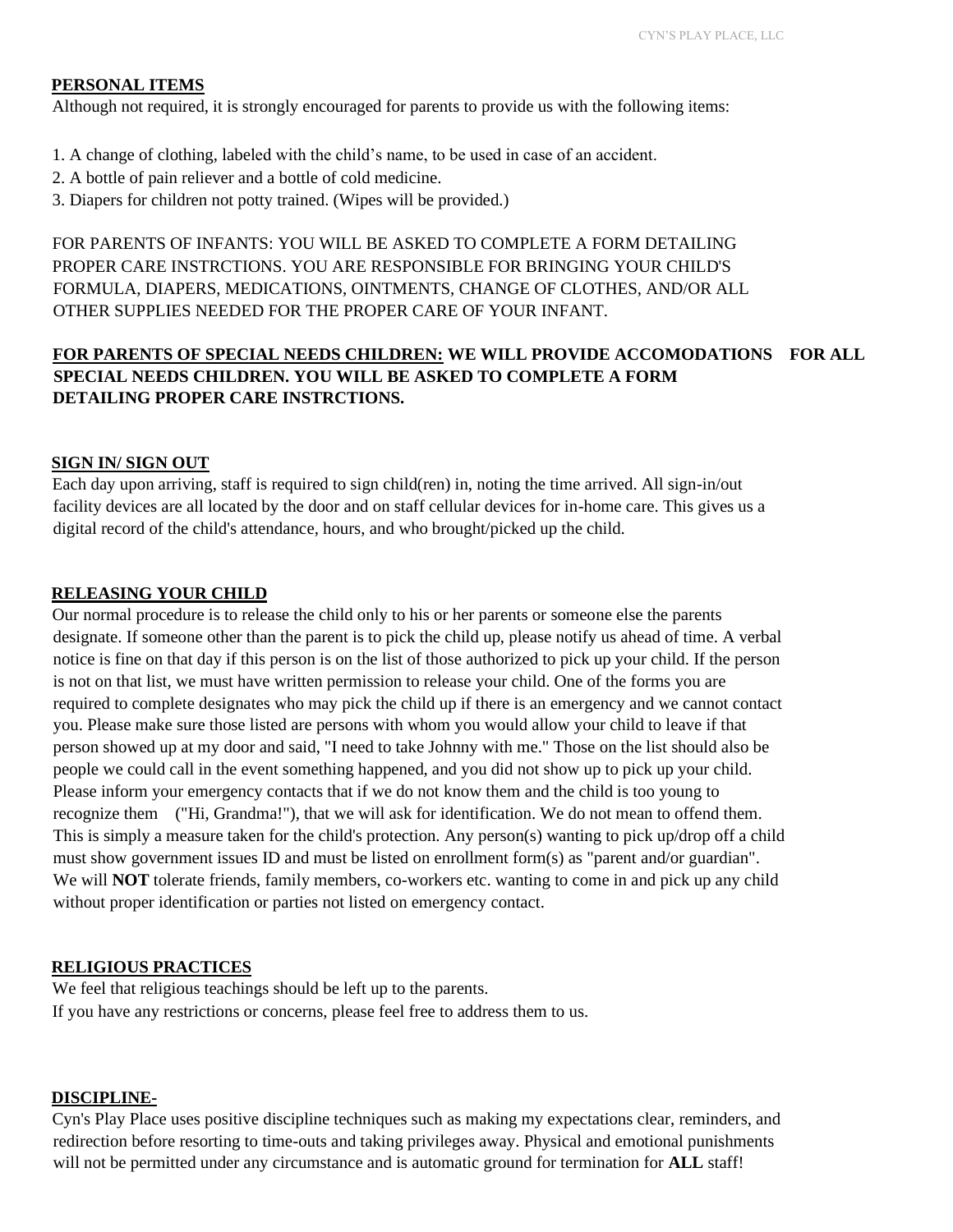## PERSONAL ITEMS

Although not required, it is strongly encouraged for parents to provide us with the following items:

1. A change of clothing, labeled with the child's name, to be used in case of an accident.
2. A bottle of pain reliever and a bottle of cold medicine.
3. Diapers for children not potty trained. (Wipes will be provided.)

FOR PARENTS OF INFANTS: YOU WILL BE ASKED TO COMPLETE A FORM DETAILING PROPER CARE INSTRCTIONS. YOU ARE RESPONSIBLE FOR BRINGING YOUR CHILD'S FORMULA, DIAPERS, MEDICATIONS, OINTMENTS, CHANGE OF CLOTHES, AND/OR ALL OTHER SUPPLIES NEEDED FOR THE PROPER CARE OF YOUR INFANT.

**FOR PARENTS OF SPECIAL NEEDS CHILDREN: WE WILL PROVIDE ACCOMODATIONS FOR ALL SPECIAL NEEDS CHILDREN. YOU WILL BE ASKED TO COMPLETE A FORM DETAILING PROPER CARE INSTRCTIONS.**

## SIGN IN/ SIGN OUT

Each day upon arriving, staff is required to sign child(ren) in, noting the time arrived. All sign-in/out facility devices are all located by the door and on staff cellular devices for in-home care. This gives us a digital record of the child's attendance, hours, and who brought/picked up the child.

## RELEASING YOUR CHILD

Our normal procedure is to release the child only to his or her parents or someone else the parents designate. If someone other than the parent is to pick the child up, please notify us ahead of time. A verbal notice is fine on that day if this person is on the list of those authorized to pick up your child. If the person is not on that list, we must have written permission to release your child. One of the forms you are required to complete designates who may pick the child up if there is an emergency and we cannot contact you. Please make sure those listed are persons with whom you would allow your child to leave if that person showed up at my door and said, "I need to take Johnny with me." Those on the list should also be people we could call in the event something happened, and you did not show up to pick up your child. Please inform your emergency contacts that if we do not know them and the child is too young to recognize them ("Hi, Grandma!"), that we will ask for identification. We do not mean to offend them. This is simply a measure taken for the child's protection. Any person(s) wanting to pick up/drop off a child must show government issues ID and must be listed on enrollment form(s) as "parent and/or guardian". We will **NOT** tolerate friends, family members, co-workers etc. wanting to come in and pick up any child without proper identification or parties not listed on emergency contact.

## RELIGIOUS PRACTICES

We feel that religious teachings should be left up to the parents.
If you have any restrictions or concerns, please feel free to address them to us.

## DISCIPLINE-

Cyn's Play Place uses positive discipline techniques such as making my expectations clear, reminders, and redirection before resorting to time-outs and taking privileges away. Physical and emotional punishments will not be permitted under any circumstance and is automatic ground for termination for **ALL** staff!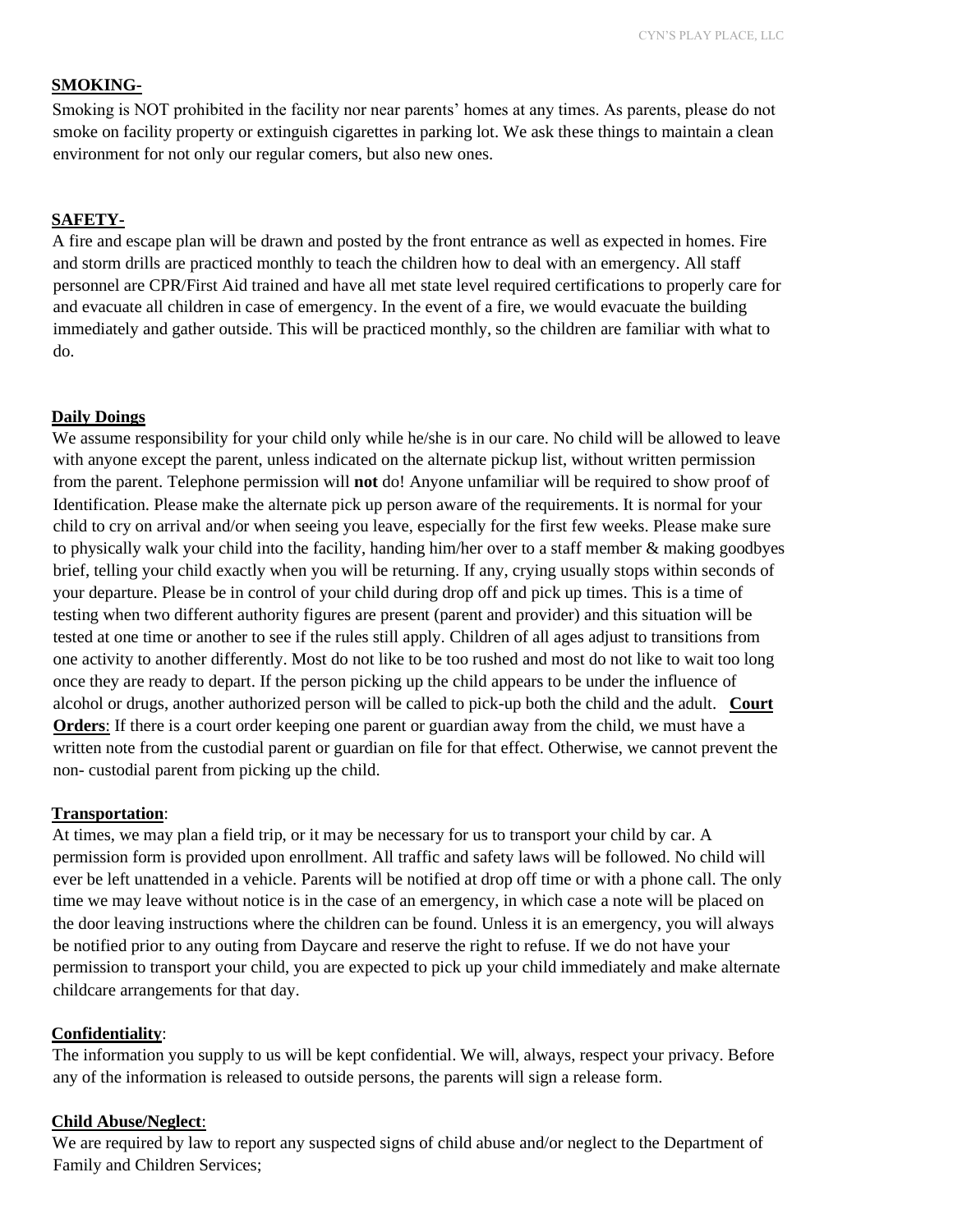**SMOKING-**

Smoking is NOT prohibited in the facility nor near parents' homes at any times. As parents, please do not smoke on facility property or extinguish cigarettes in parking lot. We ask these things to maintain a clean environment for not only our regular comers, but also new ones.

**SAFETY-**

A fire and escape plan will be drawn and posted by the front entrance as well as expected in homes. Fire and storm drills are practiced monthly to teach the children how to deal with an emergency. All staff personnel are CPR/First Aid trained and have all met state level required certifications to properly care for and evacuate all children in case of emergency. In the event of a fire, we would evacuate the building immediately and gather outside. This will be practiced monthly, so the children are familiar with what to do.

**Daily Doings**

We assume responsibility for your child only while he/she is in our care. No child will be allowed to leave with anyone except the parent, unless indicated on the alternate pickup list, without written permission from the parent. Telephone permission will **not** do! Anyone unfamiliar will be required to show proof of Identification. Please make the alternate pick up person aware of the requirements. It is normal for your child to cry on arrival and/or when seeing you leave, especially for the first few weeks. Please make sure to physically walk your child into the facility, handing him/her over to a staff member & making goodbyes brief, telling your child exactly when you will be returning. If any, crying usually stops within seconds of your departure. Please be in control of your child during drop off and pick up times. This is a time of testing when two different authority figures are present (parent and provider) and this situation will be tested at one time or another to see if the rules still apply. Children of all ages adjust to transitions from one activity to another differently. Most do not like to be too rushed and most do not like to wait too long once they are ready to depart. If the person picking up the child appears to be under the influence of alcohol or drugs, another authorized person will be called to pick-up both the child and the adult. **Court Orders**: If there is a court order keeping one parent or guardian away from the child, we must have a written note from the custodial parent or guardian on file for that effect. Otherwise, we cannot prevent the non- custodial parent from picking up the child.

**Transportation**:

At times, we may plan a field trip, or it may be necessary for us to transport your child by car. A permission form is provided upon enrollment. All traffic and safety laws will be followed. No child will ever be left unattended in a vehicle. Parents will be notified at drop off time or with a phone call. The only time we may leave without notice is in the case of an emergency, in which case a note will be placed on the door leaving instructions where the children can be found. Unless it is an emergency, you will always be notified prior to any outing from Daycare and reserve the right to refuse. If we do not have your permission to transport your child, you are expected to pick up your child immediately and make alternate childcare arrangements for that day.

**Confidentiality**:

The information you supply to us will be kept confidential. We will, always, respect your privacy. Before any of the information is released to outside persons, the parents will sign a release form.

**Child Abuse/Neglect**:

We are required by law to report any suspected signs of child abuse and/or neglect to the Department of Family and Children Services;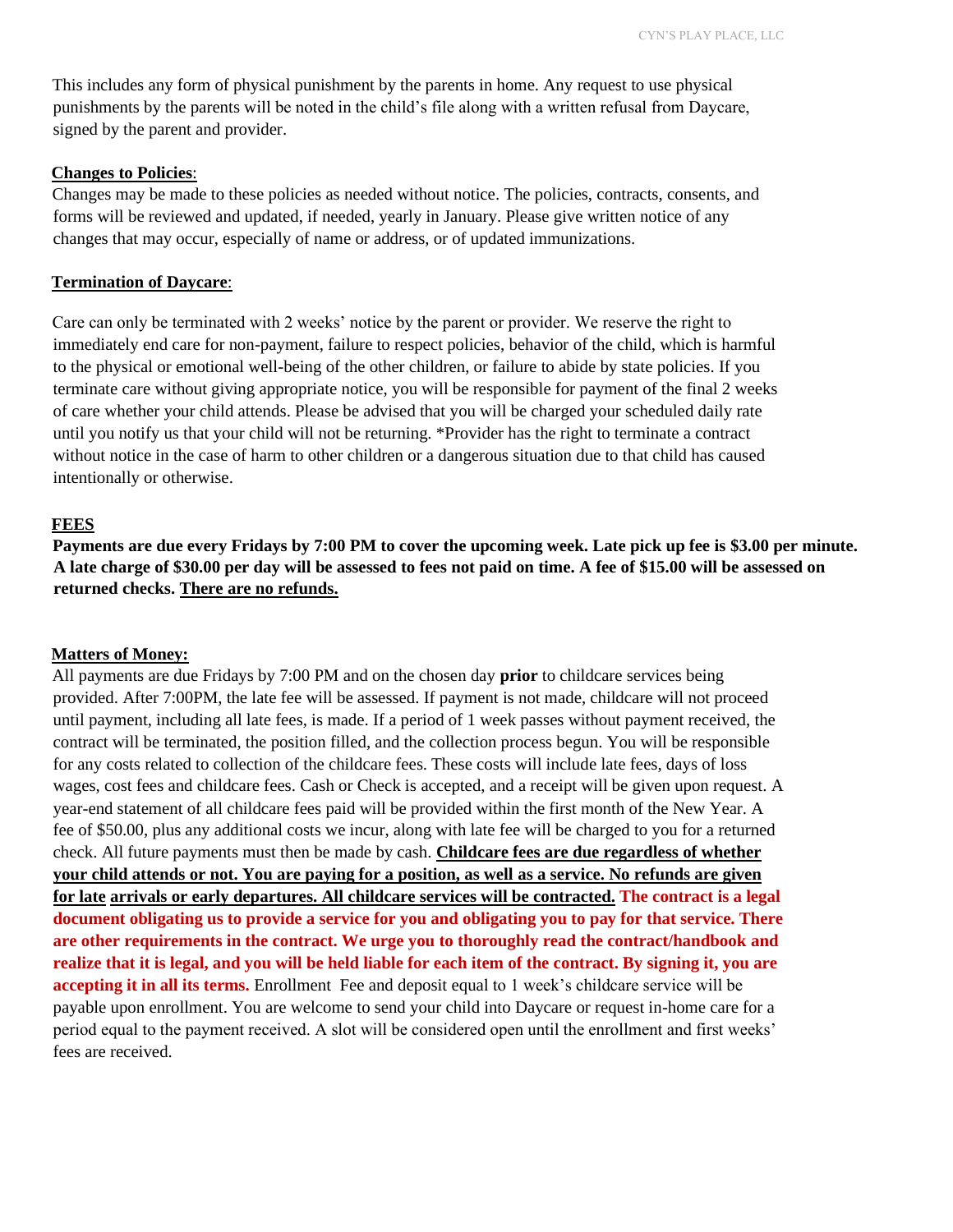This includes any form of physical punishment by the parents in home. Any request to use physical punishments by the parents will be noted in the child's file along with a written refusal from Daycare, signed by the parent and provider.

**<u>Changes to Policies</u>**:
Changes may be made to these policies as needed without notice. The policies, contracts, consents, and forms will be reviewed and updated, if needed, yearly in January. Please give written notice of any changes that may occur, especially of name or address, or of updated immunizations.

**<u>Termination of Daycare</u>**:

Care can only be terminated with 2 weeks' notice by the parent or provider. We reserve the right to immediately end care for non-payment, failure to respect policies, behavior of the child, which is harmful to the physical or emotional well-being of the other children, or failure to abide by state policies. If you terminate care without giving appropriate notice, you will be responsible for payment of the final 2 weeks of care whether your child attends. Please be advised that you will be charged your scheduled daily rate until you notify us that your child will not be returning. *Provider has the right to terminate a contract without notice in the case of harm to other children or a dangerous situation due to that child has caused intentionally or otherwise.

**<u>FEES</u>**

**Payments are due every Fridays by 7:00 PM to cover the upcoming week. Late pick up fee is $3.00 per minute. A late charge of $30.00 per day will be assessed to fees not paid on time. A fee of $15.00 will be assessed on returned checks. <u>There are no refunds.</u>**

**<u>Matters of Money:</u>**
All payments are due Fridays by 7:00 PM and on the chosen day **prior** to childcare services being provided. After 7:00PM, the late fee will be assessed. If payment is not made, childcare will not proceed until payment, including all late fees, is made. If a period of 1 week passes without payment received, the contract will be terminated, the position filled, and the collection process begun. You will be responsible for any costs related to collection of the childcare fees. These costs will include late fees, days of loss wages, cost fees and childcare fees. Cash or Check is accepted, and a receipt will be given upon request. A year-end statement of all childcare fees paid will be provided within the first month of the New Year. A fee of $50.00, plus any additional costs we incur, along with late fee will be charged to you for a returned check. All future payments must then be made by cash. **<u>Childcare fees are due regardless of whether your child attends or not. You are paying for a position, as well as a service. No refunds are given for late arrivals or early departures. All childcare services will be contracted.</u>** **The contract is a legal document obligating us to provide a service for you and obligating you to pay for that service. There are other requirements in the contract. We urge you to thoroughly read the contract/handbook and realize that it is legal, and you will be held liable for each item of the contract. By signing it, you are accepting it in all its terms.** Enrollment Fee and deposit equal to 1 week's childcare service will be payable upon enrollment. You are welcome to send your child into Daycare or request in-home care for a period equal to the payment received. A slot will be considered open until the enrollment and first weeks' fees are received.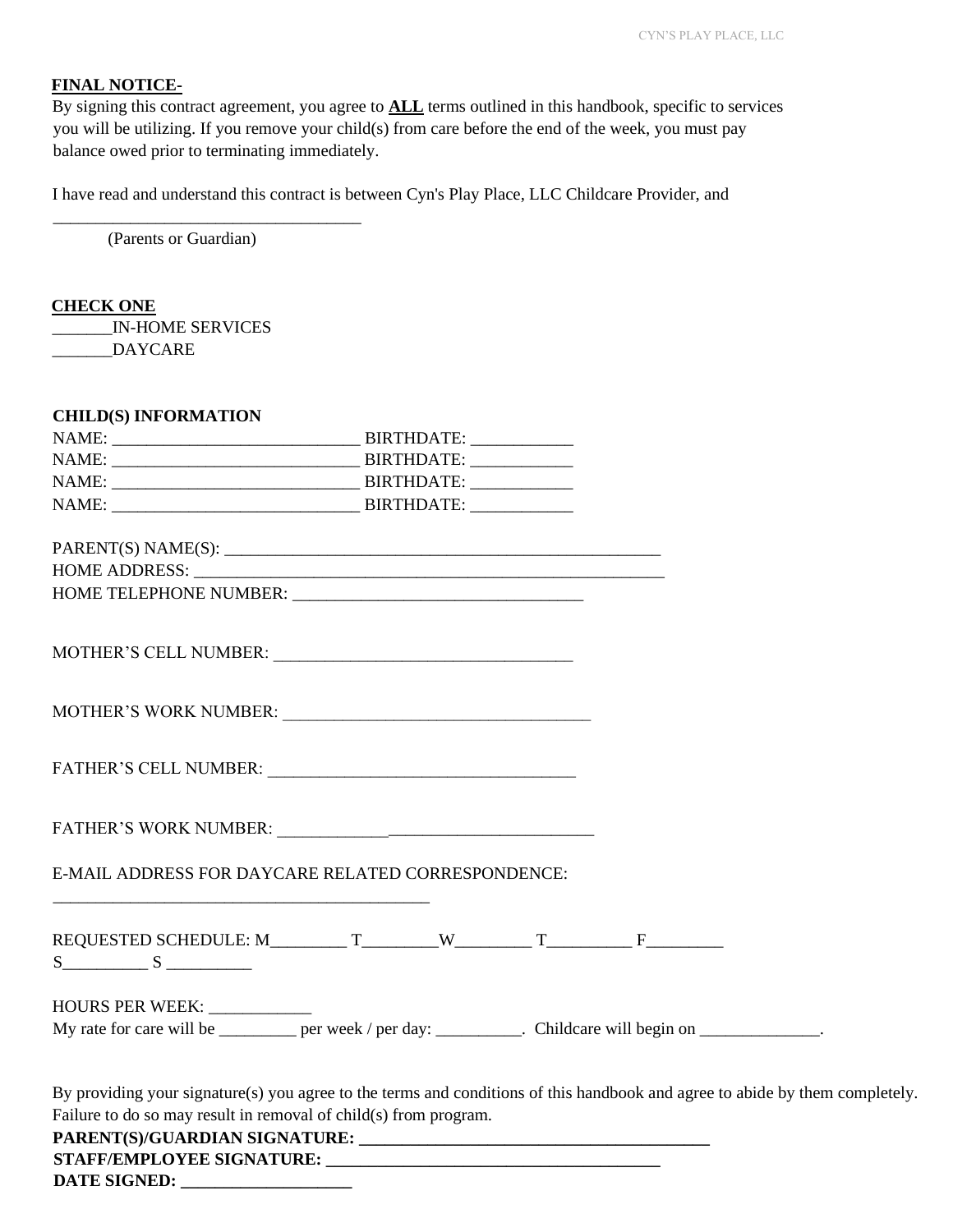**FINAL NOTICE-**

By signing this contract agreement, you agree to **ALL** terms outlined in this handbook, specific to services you will be utilizing. If you remove your child(s) from care before the end of the week, you must pay balance owed prior to terminating immediately.

I have read and understand this contract is between Cyn's Play Place, LLC Childcare Provider, and

_____________________________________

(Parents or Guardian)

**CHECK ONE**

_______IN-HOME SERVICES

_______DAYCARE

**CHILD(S) INFORMATION**

NAME: _____________________________ BIRTHDATE: ____________

NAME: _____________________________ BIRTHDATE: ____________

NAME: _____________________________ BIRTHDATE: ____________

NAME: _____________________________ BIRTHDATE: ____________

PARENT(S) NAME(S): ____________________________________________________

HOME ADDRESS: _______________________________________________________

HOME TELEPHONE NUMBER: __________________________________

MOTHER'S CELL NUMBER: ___________________________________

MOTHER'S WORK NUMBER: ___________________________________

FATHER'S CELL NUMBER: ____________________________________

FATHER'S WORK NUMBER: _____________________________________

E-MAIL ADDRESS FOR DAYCARE RELATED CORRESPONDENCE:

_____________________________________________

REQUESTED SCHEDULE: M_________ T_________W_________ T__________ F_________ S__________ S __________

HOURS PER WEEK: ____________

My rate for care will be _________ per week / per day: __________. Childcare will begin on ______________.

By providing your signature(s) you agree to the terms and conditions of this handbook and agree to abide by them completely. Failure to do so may result in removal of child(s) from program.

**PARENT(S)/GUARDIAN SIGNATURE: _________________________________________**

**STAFF/EMPLOYEE SIGNATURE: ________________________________________**

**DATE SIGNED: ____________________**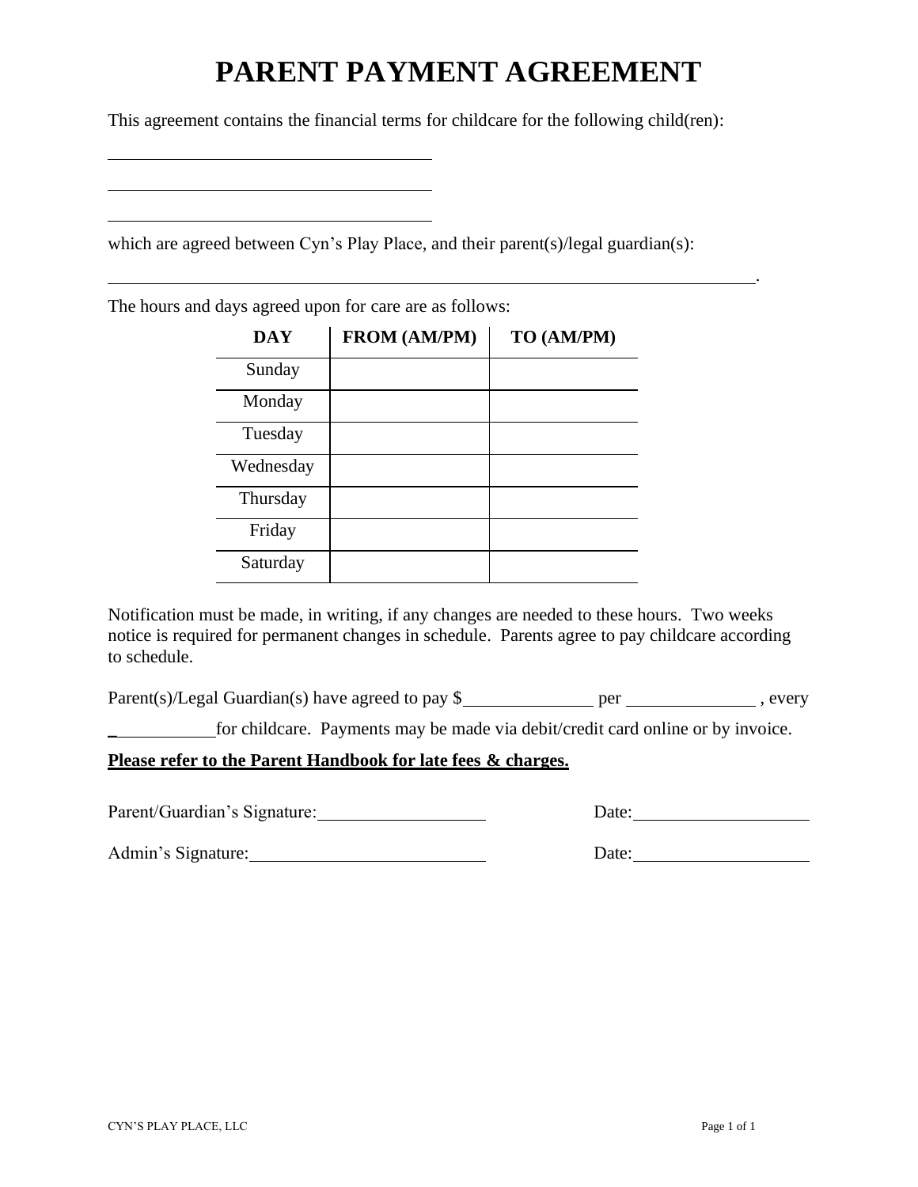# PARENT PAYMENT AGREEMENT

This agreement contains the financial terms for childcare for the following child(ren):

\_\_\_\_\_\_\_\_\_\_\_\_\_\_\_\_\_\_\_\_\_\_\_\_\_\_\_\_\_\_\_\_\_\_\_\_

\_\_\_\_\_\_\_\_\_\_\_\_\_\_\_\_\_\_\_\_\_\_\_\_\_\_\_\_\_\_\_\_\_\_\_\_

\_\_\_\_\_\_\_\_\_\_\_\_\_\_\_\_\_\_\_\_\_\_\_\_\_\_\_\_\_\_\_\_\_\_\_\_

which are agreed between Cyn's Play Place, and their parent(s)/legal guardian(s):

\_\_\_\_\_\_\_\_\_\_\_\_\_\_\_\_\_\_\_\_\_\_\_\_\_\_\_\_\_\_\_\_\_\_\_\_\_\_\_\_\_\_\_\_\_\_\_\_\_\_\_\_\_\_\_\_\_\_\_\_\_\_\_\_\_\_\_\_\_\_.

The hours and days agreed upon for care are as follows:

| DAY | FROM (AM/PM) | TO (AM/PM) |
|---|---|---|
| Sunday | | |
| Monday | | |
| Tuesday | | |
| Wednesday | | |
| Thursday | | |
| Friday | | |
| Saturday | | |

Notification must be made, in writing, if any changes are needed to these hours. Two weeks notice is required for permanent changes in schedule. Parents agree to pay childcare according to schedule.

Parent(s)/Legal Guardian(s) have agreed to pay $\_\_\_\_\_\_\_\_\_\_\_\_\_\_ per \_\_\_\_\_\_\_\_\_\_\_\_\_\_ , every \_\_\_\_\_\_\_\_\_\_\_\_ for childcare. Payments may be made via debit/credit card online or by invoice.

**Please refer to the Parent Handbook for late fees & charges.**

Parent/Guardian's Signature:\_\_\_\_\_\_\_\_\_\_\_\_\_\_\_\_\_\_\_\_ Date:\_\_\_\_\_\_\_\_\_\_\_\_\_\_\_\_\_\_\_\_

Admin's Signature:\_\_\_\_\_\_\_\_\_\_\_\_\_\_\_\_\_\_\_\_\_\_\_\_\_\_\_\_ Date:\_\_\_\_\_\_\_\_\_\_\_\_\_\_\_\_\_\_\_\_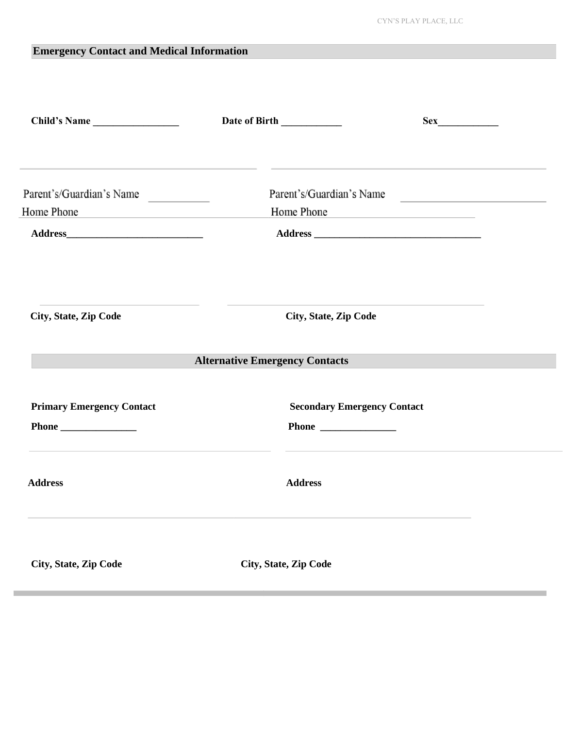## Emergency Contact and Medical Information

**Child's Name** _________________ **Date of Birth** ____________ **Sex**____________

Parent's/Guardian's Name ___________

Home Phone

**Address**___________________________

**City, State, Zip Code**

Parent's/Guardian's Name ___________________________

Home Phone

**Address** _________________________________

**City, State, Zip Code**

## Alternative Emergency Contacts

**Primary Emergency Contact**

**Phone** _______________

**Address**

**City, State, Zip Code**

**Secondary Emergency Contact**

**Phone** _______________

**Address**

**City, State, Zip Code**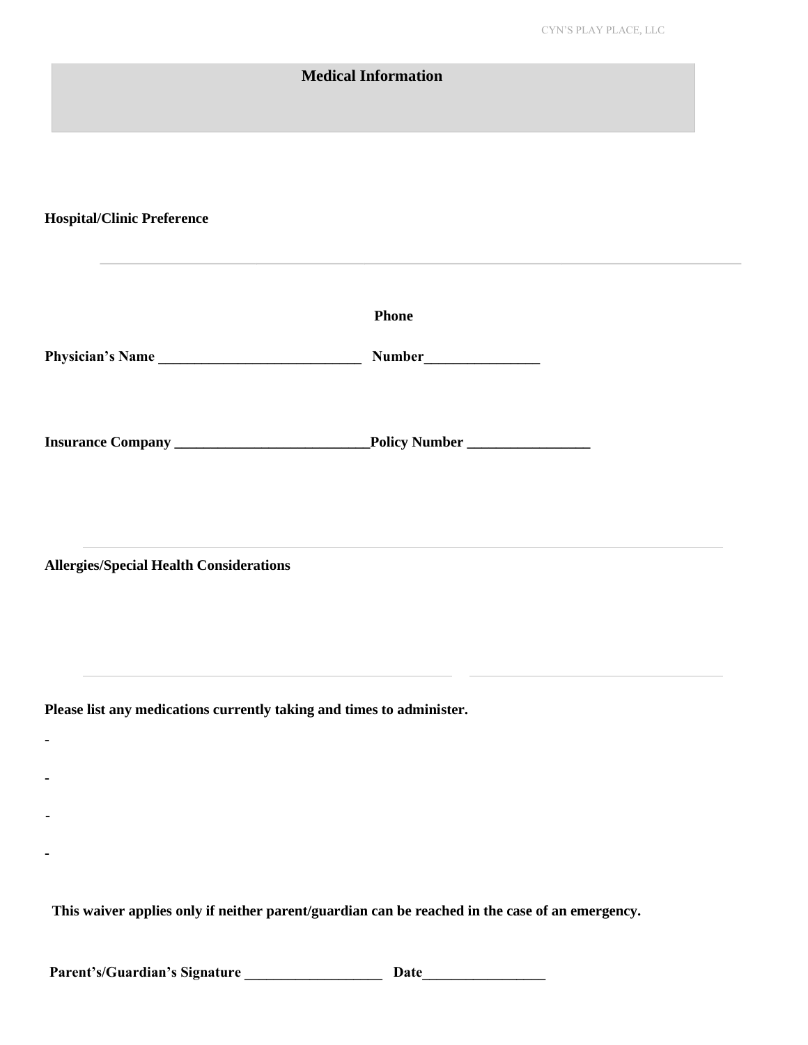# Medical Information

**Hospital/Clinic Preference**

---

**Phone**

**Physician's Name \_\_\_\_\_\_\_\_\_\_\_\_\_\_\_\_\_\_\_\_\_\_\_\_\_\_\_\_ Number\_\_\_\_\_\_\_\_\_\_\_\_\_\_\_\_**

**Insurance Company \_\_\_\_\_\_\_\_\_\_\_\_\_\_\_\_\_\_\_\_\_\_\_\_\_\_\_Policy Number \_\_\_\_\_\_\_\_\_\_\_\_\_\_\_\_\_**

---

**Allergies/Special Health Considerations**

---

**Please list any medications currently taking and times to administer.**

-

-

-

-

**This waiver applies only if neither parent/guardian can be reached in the case of an emergency.**

**Parent's/Guardian's Signature \_\_\_\_\_\_\_\_\_\_\_\_\_\_\_\_\_\_\_ Date\_\_\_\_\_\_\_\_\_\_\_\_\_\_\_\_\_**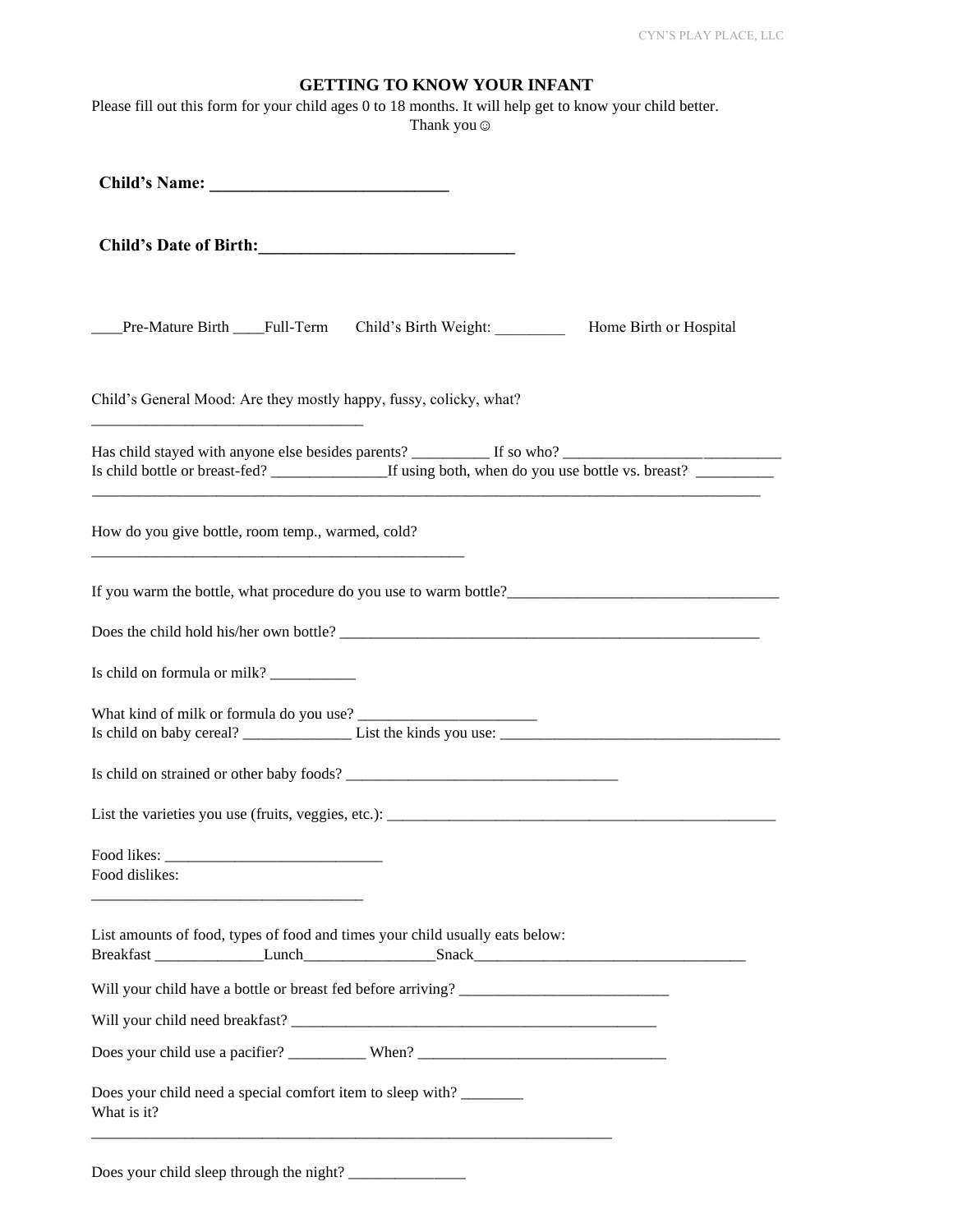# GETTING TO KNOW YOUR INFANT

Please fill out this form for your child ages 0 to 18 months. It will help get to know your child better.
Thank you☺

**Child's Name: ____________________________**

**Child's Date of Birth:______________________________**

____Pre-Mature Birth ____Full-Term Child's Birth Weight: _________ Home Birth or Hospital

Child's General Mood: Are they mostly happy, fussy, colicky, what?
__________________________________

Has child stayed with anyone else besides parents? __________ If so who? ___________________________
Is child bottle or breast-fed? _______________If using both, when do you use bottle vs. breast? __________
_____________________________________________________________________________________

How do you give bottle, room temp., warmed, cold?
______________________________________________

If you warm the bottle, what procedure do you use to warm bottle?___________________________________

Does the child hold his/her own bottle? ________________________________________________________

Is child on formula or milk? ___________

What kind of milk or formula do you use? _______________________
Is child on baby cereal? ______________ List the kinds you use: _____________________________________

Is child on strained or other baby foods? ___________________________________

List the varieties you use (fruits, veggies, etc.): ____________________________________________________

Food likes: ____________________________
Food dislikes:
__________________________________

List amounts of food, types of food and times your child usually eats below:
Breakfast ______________Lunch_________________Snack___________________________________

Will your child have a bottle or breast fed before arriving? ___________________________

Will your child need breakfast? _________________________________________________

Does your child use a pacifier? __________ When? ________________________________

Does your child need a special comfort item to sleep with? ________
What is it?
_________________________________________________________________

Does your child sleep through the night? _______________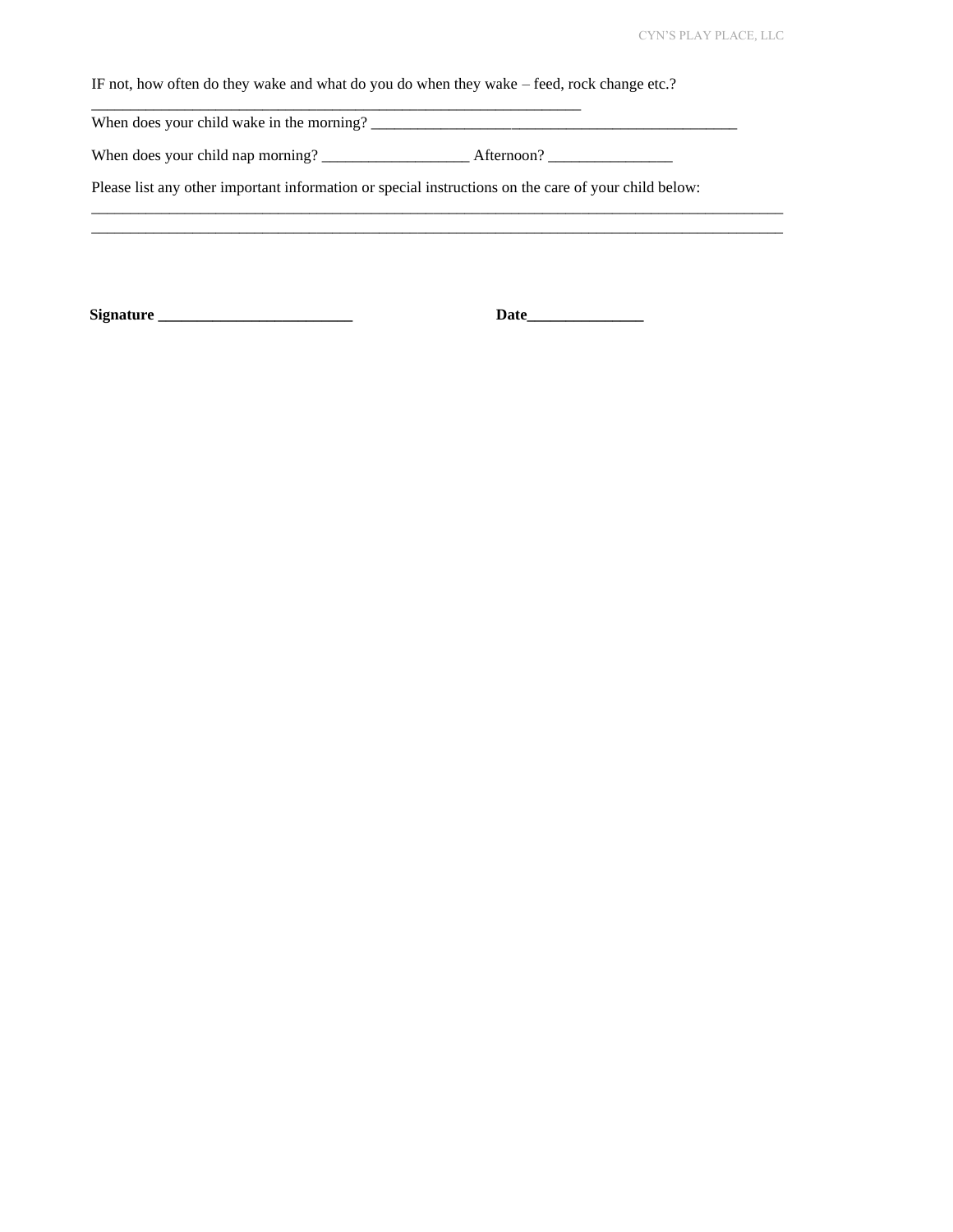IF not, how often do they wake and what do you do when they wake – feed, rock change etc.?
_______________________________________________________________

When does your child wake in the morning? _______________________________________________

When does your child nap morning? __________________ Afternoon? _______________

Please list any other important information or special instructions on the care of your child below:
__________________________________________________________________________________________
__________________________________________________________________________________________

**Signature _________________________** **Date_______________**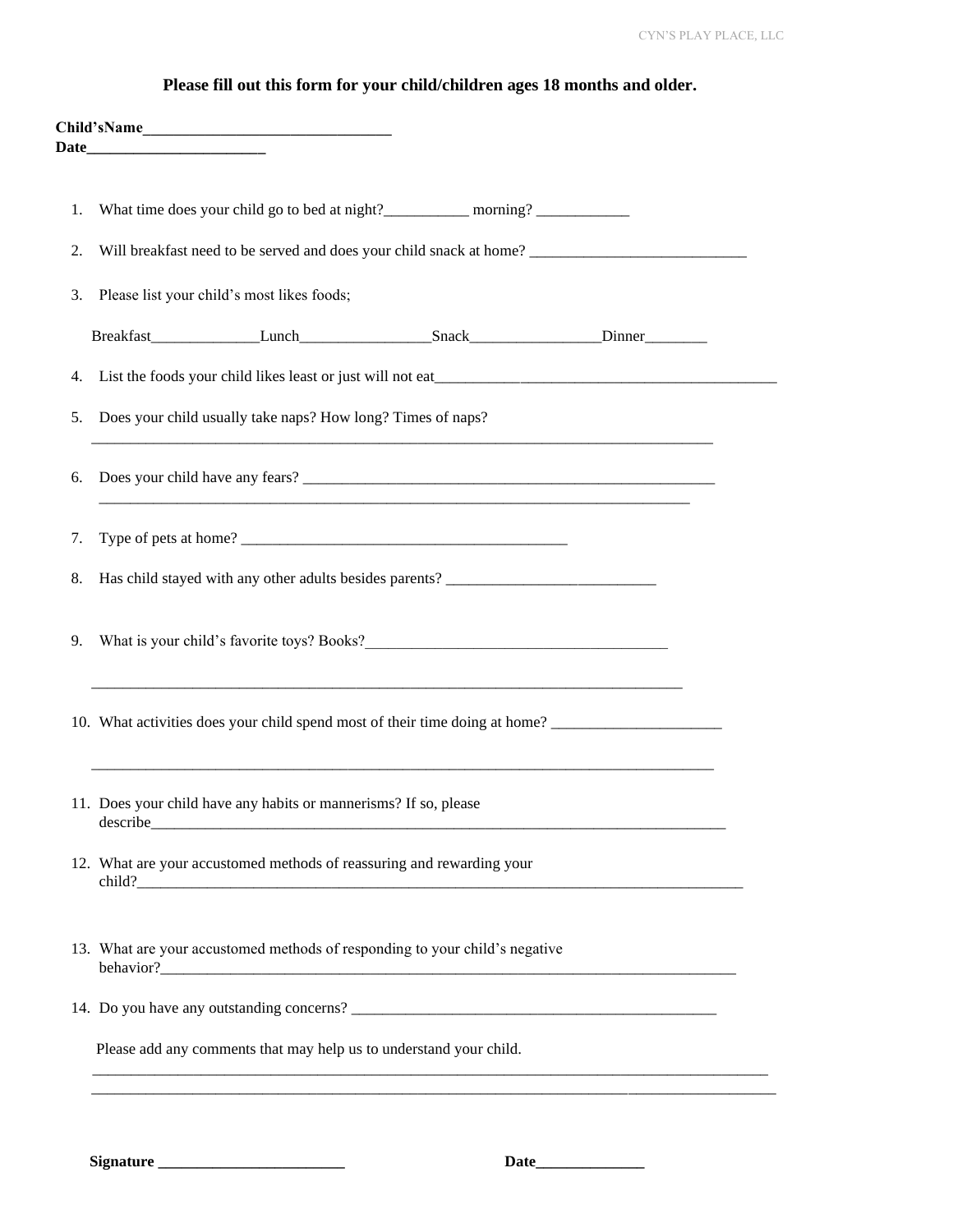**Please fill out this form for your child/children ages 18 months and older.**

**Child'sName________________________________**
**Date________________________**

1. What time does your child go to bed at night?___________ morning? ____________

2. Will breakfast need to be served and does your child snack at home? ____________________________

3. Please list your child's most likes foods;

   Breakfast______________Lunch_________________Snack_________________Dinner________

4. List the foods your child likes least or just will not eat_______________________________________________

5. Does your child usually take naps? How long? Times of naps?

   ___________________________________________________________________________________

6. Does your child have any fears? ________________________________________________________

   _________________________________________________________________________________

7. Type of pets at home? ___________________________________________

8. Has child stayed with any other adults besides parents? ___________________________

9. What is your child's favorite toys? Books?________________________________________

   _________________________________________________________________________________

10. What activities does your child spend most of their time doing at home? ______________________

    ___________________________________________________________________________________

11. Does your child have any habits or mannerisms? If so, please describe_____________________________________________________________________________

12. What are your accustomed methods of reassuring and rewarding your child?____________________________________________________________________________________

13. What are your accustomed methods of responding to your child's negative behavior?______________________________________________________________________________

14. Do you have any outstanding concerns? __________________________________________________

Please add any comments that may help us to understand your child.

_____________________________________________________________________________________________

_____________________________________________________________________________________________

**Signature _________________________** **Date______________**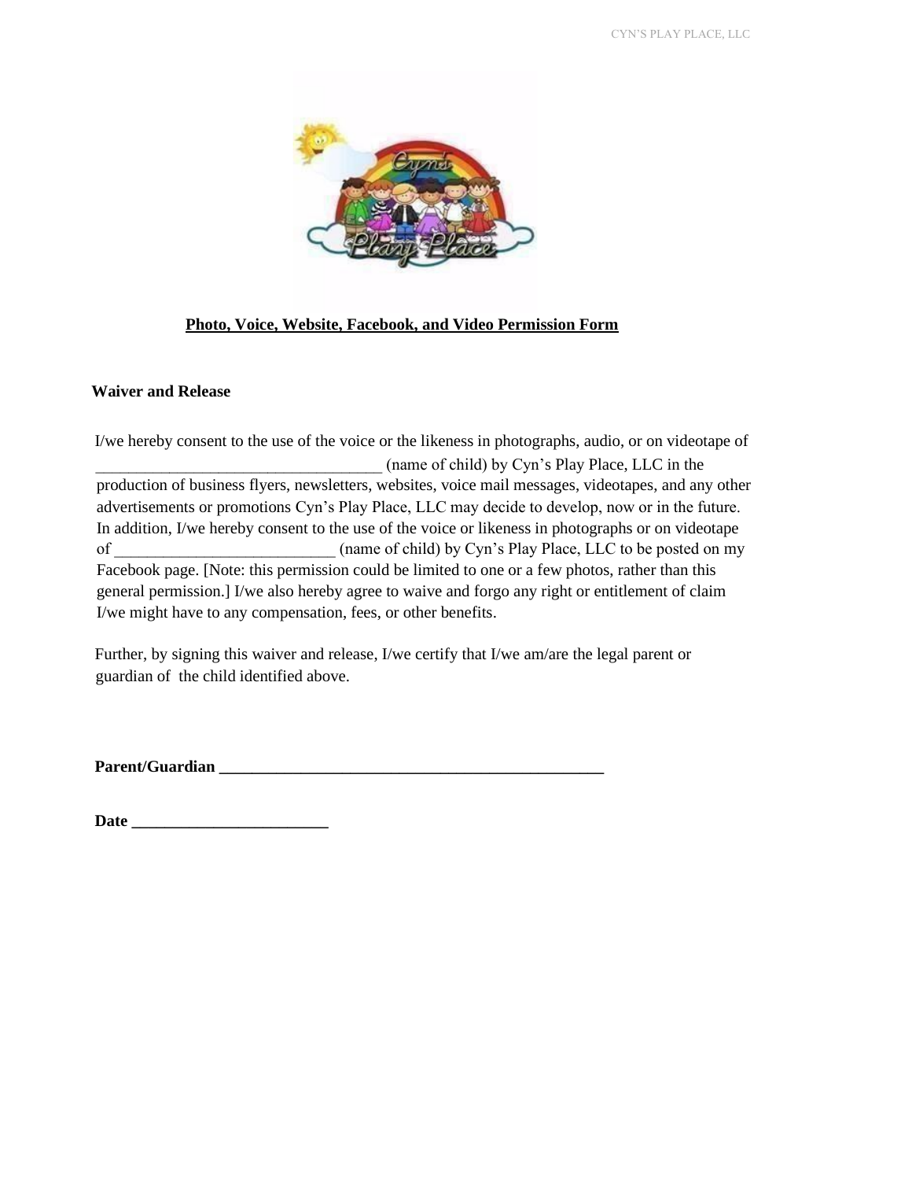**Photo, Voice, Website, Facebook, and Video Permission Form**

**Waiver and Release**

I/we hereby consent to the use of the voice or the likeness in photographs, audio, or on videotape of ___________________________________ (name of child) by Cyn's Play Place, LLC in the production of business flyers, newsletters, websites, voice mail messages, videotapes, and any other advertisements or promotions Cyn's Play Place, LLC may decide to develop, now or in the future. In addition, I/we hereby consent to the use of the voice or likeness in photographs or on videotape of ___________________________ (name of child) by Cyn's Play Place, LLC to be posted on my Facebook page. [Note: this permission could be limited to one or a few photos, rather than this general permission.] I/we also hereby agree to waive and forgo any right or entitlement of claim I/we might have to any compensation, fees, or other benefits.

Further, by signing this waiver and release, I/we certify that I/we am/are the legal parent or guardian of the child identified above.

**Parent/Guardian ________________________________________________**

**Date ________________________**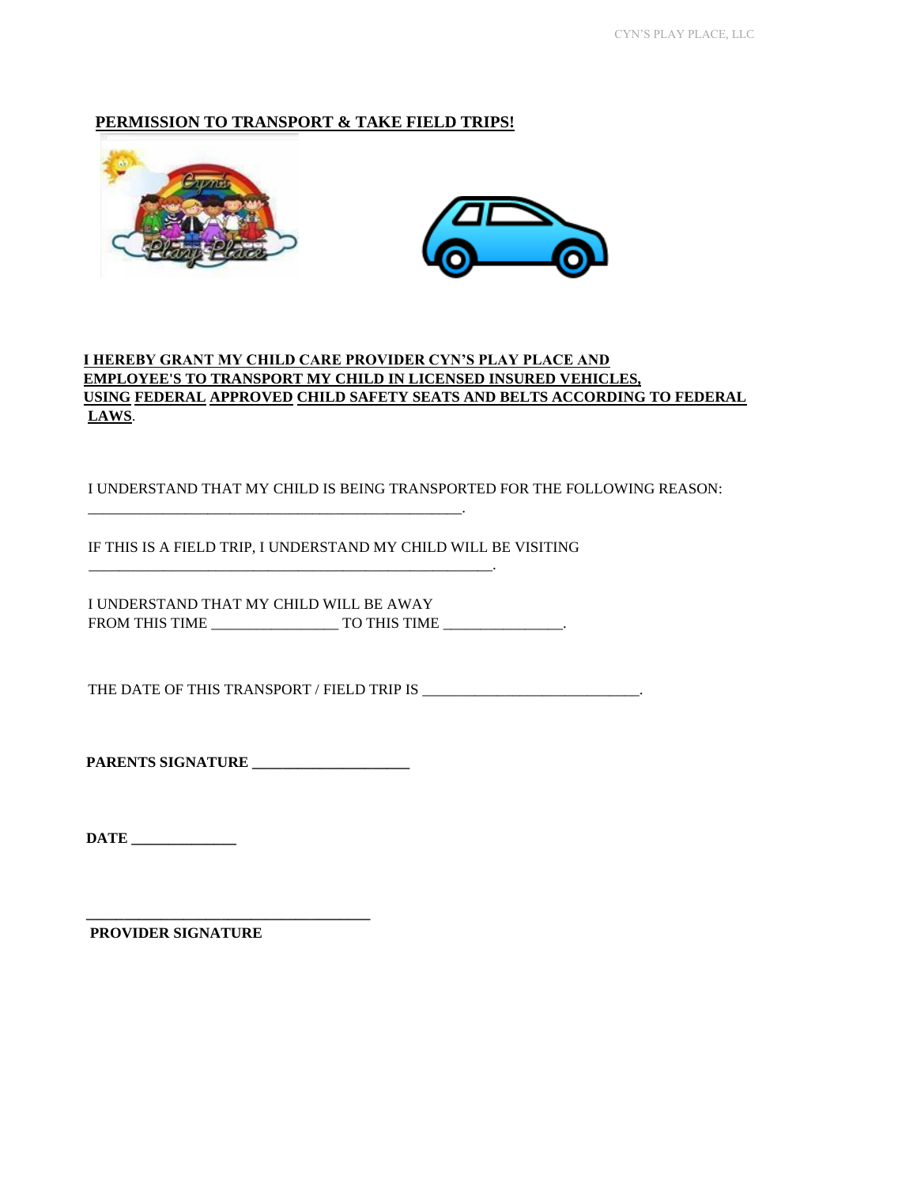## PERMISSION TO TRANSPORT & TAKE FIELD TRIPS!

**I HEREBY GRANT MY CHILD CARE PROVIDER CYN'S PLAY PLACE AND EMPLOYEE'S TO TRANSPORT MY CHILD IN LICENSED INSURED VEHICLES, USING FEDERAL APPROVED CHILD SAFETY SEATS AND BELTS ACCORDING TO FEDERAL LAWS.**

I UNDERSTAND THAT MY CHILD IS BEING TRANSPORTED FOR THE FOLLOWING REASON: ______________________________________________________.

IF THIS IS A FIELD TRIP, I UNDERSTAND MY CHILD WILL BE VISITING ___________________________________________________________.

I UNDERSTAND THAT MY CHILD WILL BE AWAY FROM THIS TIME _________________ TO THIS TIME ________________.

THE DATE OF THIS TRANSPORT / FIELD TRIP IS ______________________________.

**PARENTS SIGNATURE ______________________**

**DATE ______________**

**______________________________________**
**PROVIDER SIGNATURE**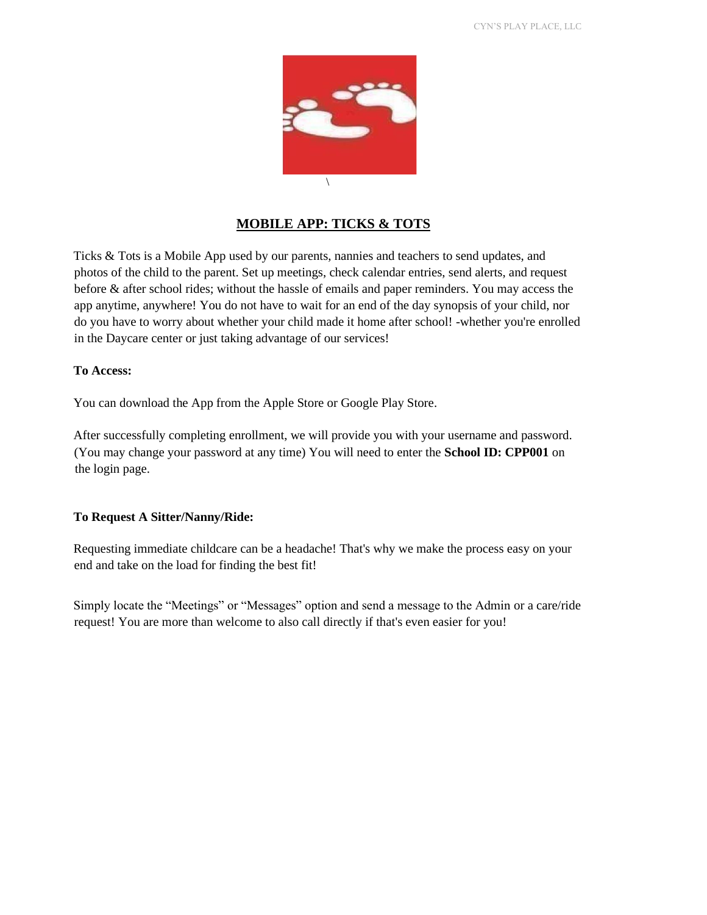## MOBILE APP: TICKS & TOTS

Ticks & Tots is a Mobile App used by our parents, nannies and teachers to send updates, and photos of the child to the parent. Set up meetings, check calendar entries, send alerts, and request before & after school rides; without the hassle of emails and paper reminders. You may access the app anytime, anywhere! You do not have to wait for an end of the day synopsis of your child, nor do you have to worry about whether your child made it home after school! -whether you're enrolled in the Daycare center or just taking advantage of our services!

**To Access:**

You can download the App from the Apple Store or Google Play Store.

After successfully completing enrollment, we will provide you with your username and password. (You may change your password at any time) You will need to enter the **School ID: CPP001** on the login page.

**To Request A Sitter/Nanny/Ride:**

Requesting immediate childcare can be a headache! That's why we make the process easy on your end and take on the load for finding the best fit!

Simply locate the "Meetings" or "Messages" option and send a message to the Admin or a care/ride request! You are more than welcome to also call directly if that's even easier for you!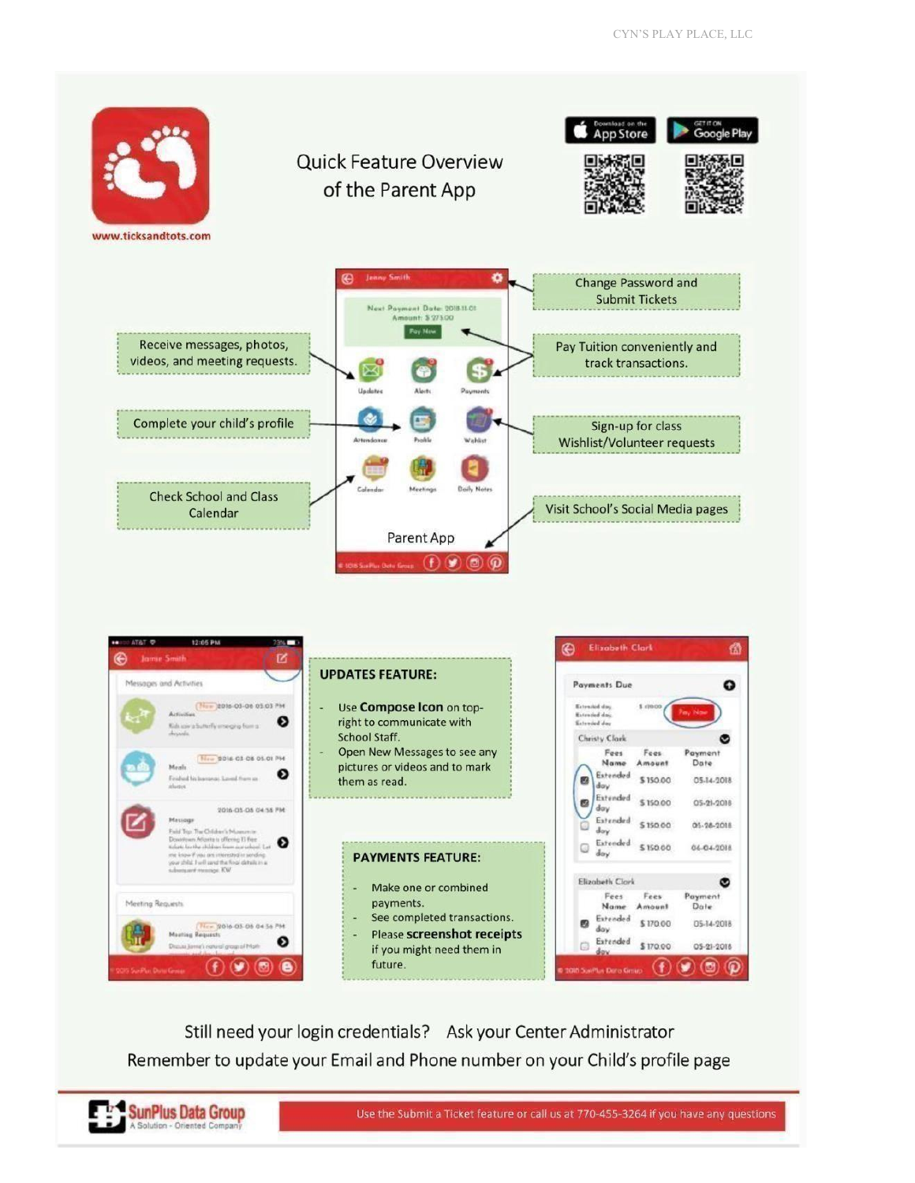www.ticksandtots.com

# Quick Feature Overview of the Parent App

- Change Password and Submit Tickets
- Receive messages, photos, videos, and meeting requests.
- Pay Tuition conveniently and track transactions.
- Complete your child's profile
- Sign-up for class Wishlist/Volunteer requests
- Check School and Class Calendar
- Visit School's Social Media pages

Parent App

## UPDATES FEATURE:

- Use **Compose Icon** on top-right to communicate with School Staff.
- Open New Messages to see any pictures or videos and to mark them as read.

## PAYMENTS FEATURE:

- Make one or combined payments.
- See completed transactions.
- Please **screenshot receipts** if you might need them in future.

Still need your login credentials? Ask your Center Administrator

Remember to update your Email and Phone number on your Child's profile page

SunPlus Data Group
A Solution - Oriented Company

Use the Submit a Ticket feature or call us at 770-455-3264 if you have any questions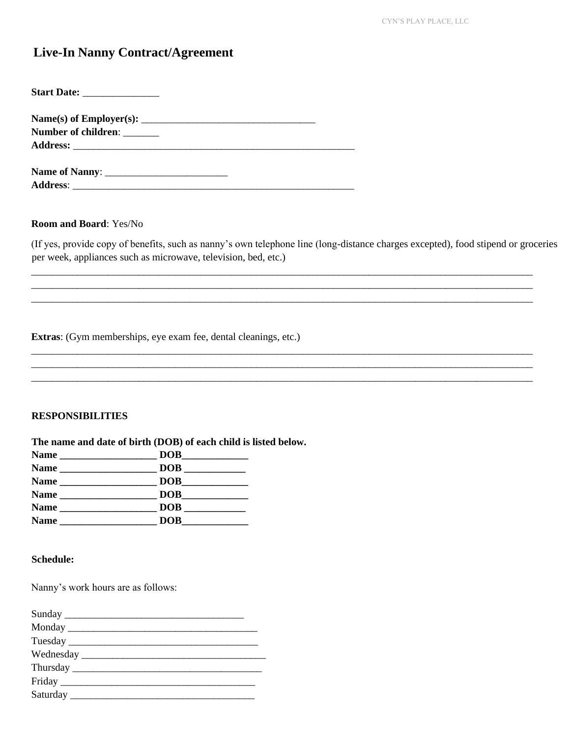# Live-In Nanny Contract/Agreement

**Start Date:** _______________

**Name(s) of Employer(s):** __________________________________
**Number of children**: _______
**Address:** ________________________________________________________

**Name of Nanny**: ________________________
**Address**: ________________________________________________________

**Room and Board**: Yes/No

(If yes, provide copy of benefits, such as nanny's own telephone line (long-distance charges excepted), food stipend or groceries per week, appliances such as microwave, television, bed, etc.)

____________________________________________________________________________________________________
____________________________________________________________________________________________________
____________________________________________________________________________________________________

**Extras**: (Gym memberships, eye exam fee, dental cleanings, etc.)

____________________________________________________________________________________________________
____________________________________________________________________________________________________
____________________________________________________________________________________________________

**RESPONSIBILITIES**

**The name and date of birth (DOB) of each child is listed below.**
**Name ___________________ DOB_____________**
**Name ___________________ DOB ____________**
**Name ___________________ DOB_____________**
**Name ___________________ DOB_____________**
**Name ___________________ DOB ____________**
**Name ___________________ DOB_____________**

**Schedule:**

Nanny's work hours are as follows:

Sunday ___________________________________
Monday ____________________________________
Tuesday ____________________________________
Wednesday __________________________________
Thursday ____________________________________
Friday ______________________________________
Saturday ___________________________________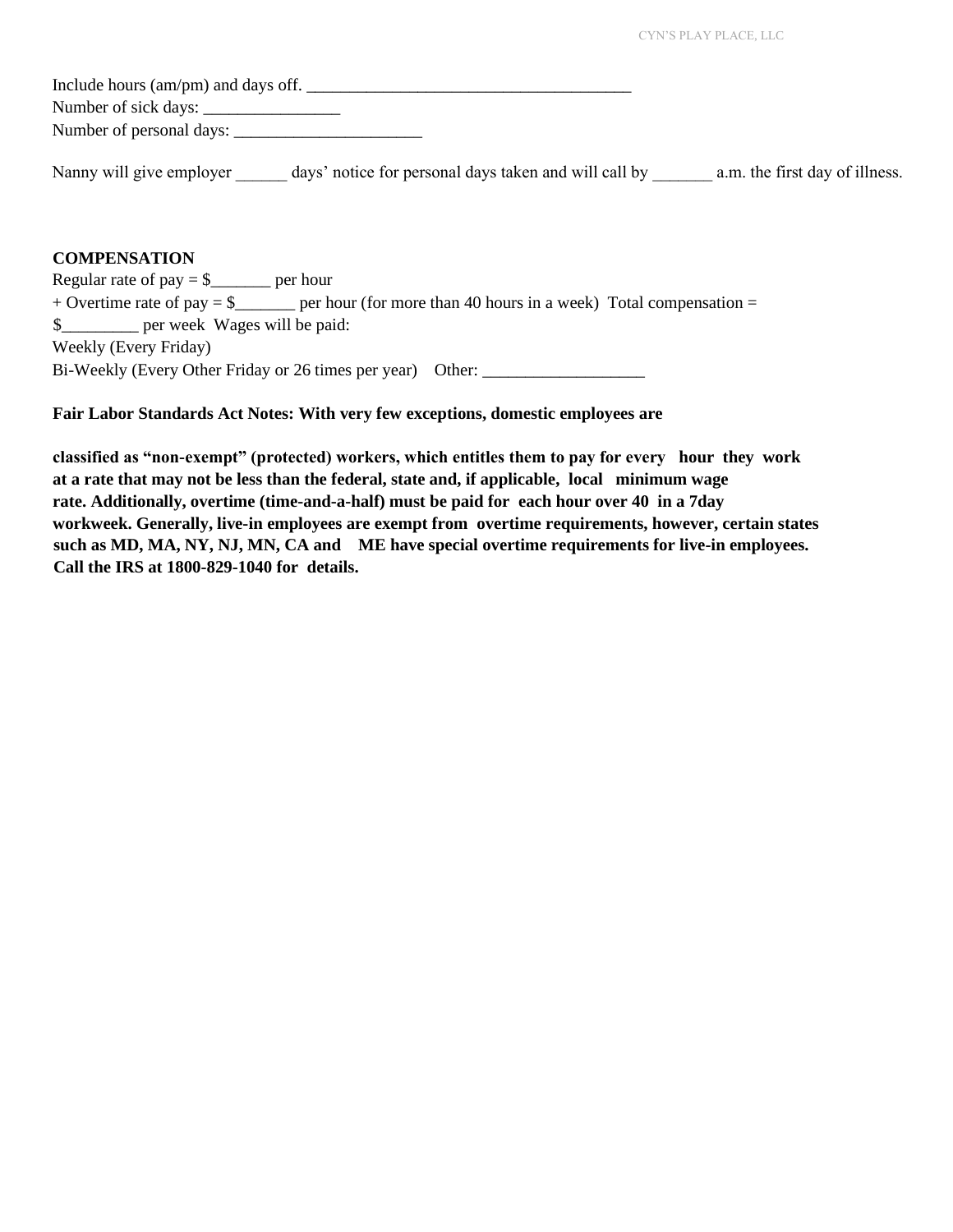Include hours (am/pm) and days off. _______________________________________
Number of sick days: ________________
Number of personal days: ______________________

Nanny will give employer ______ days' notice for personal days taken and will call by _______ a.m. the first day of illness.

**COMPENSATION**
Regular rate of pay = $_______ per hour
+ Overtime rate of pay = $_______ per hour (for more than 40 hours in a week) Total compensation = $_________ per week Wages will be paid:
Weekly (Every Friday)
Bi-Weekly (Every Other Friday or 26 times per year) Other: ___________________

**Fair Labor Standards Act Notes: With very few exceptions, domestic employees are**

**classified as "non-exempt" (protected) workers, which entitles them to pay for every hour they work at a rate that may not be less than the federal, state and, if applicable, local minimum wage rate. Additionally, overtime (time-and-a-half) must be paid for each hour over 40 in a 7day workweek. Generally, live-in employees are exempt from overtime requirements, however, certain states such as MD, MA, NY, NJ, MN, CA and ME have special overtime requirements for live-in employees. Call the IRS at 1800-829-1040 for details.**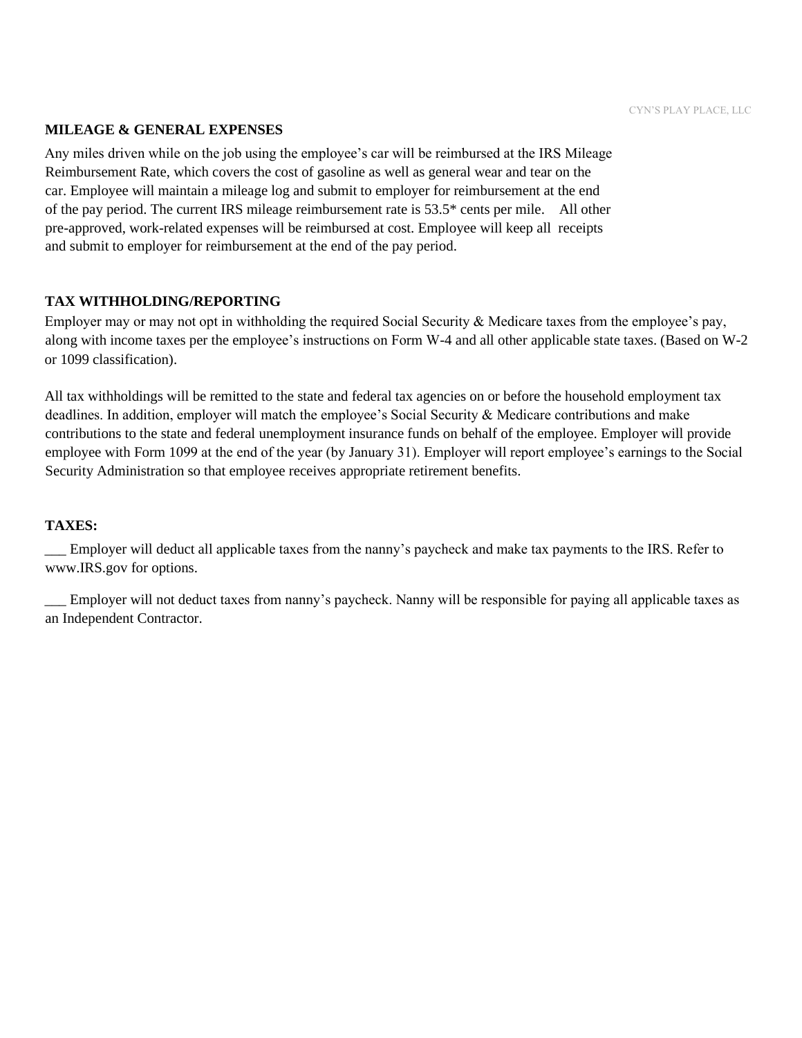## MILEAGE & GENERAL EXPENSES

Any miles driven while on the job using the employee's car will be reimbursed at the IRS Mileage Reimbursement Rate, which covers the cost of gasoline as well as general wear and tear on the car. Employee will maintain a mileage log and submit to employer for reimbursement at the end of the pay period. The current IRS mileage reimbursement rate is 53.5* cents per mile. All other pre-approved, work-related expenses will be reimbursed at cost. Employee will keep all receipts and submit to employer for reimbursement at the end of the pay period.

## TAX WITHHOLDING/REPORTING

Employer may or may not opt in withholding the required Social Security & Medicare taxes from the employee's pay, along with income taxes per the employee's instructions on Form W-4 and all other applicable state taxes. (Based on W-2 or 1099 classification).

All tax withholdings will be remitted to the state and federal tax agencies on or before the household employment tax deadlines. In addition, employer will match the employee's Social Security & Medicare contributions and make contributions to the state and federal unemployment insurance funds on behalf of the employee. Employer will provide employee with Form 1099 at the end of the year (by January 31). Employer will report employee's earnings to the Social Security Administration so that employee receives appropriate retirement benefits.

## TAXES:

___ Employer will deduct all applicable taxes from the nanny's paycheck and make tax payments to the IRS. Refer to www.IRS.gov for options.

___ Employer will not deduct taxes from nanny's paycheck. Nanny will be responsible for paying all applicable taxes as an Independent Contractor.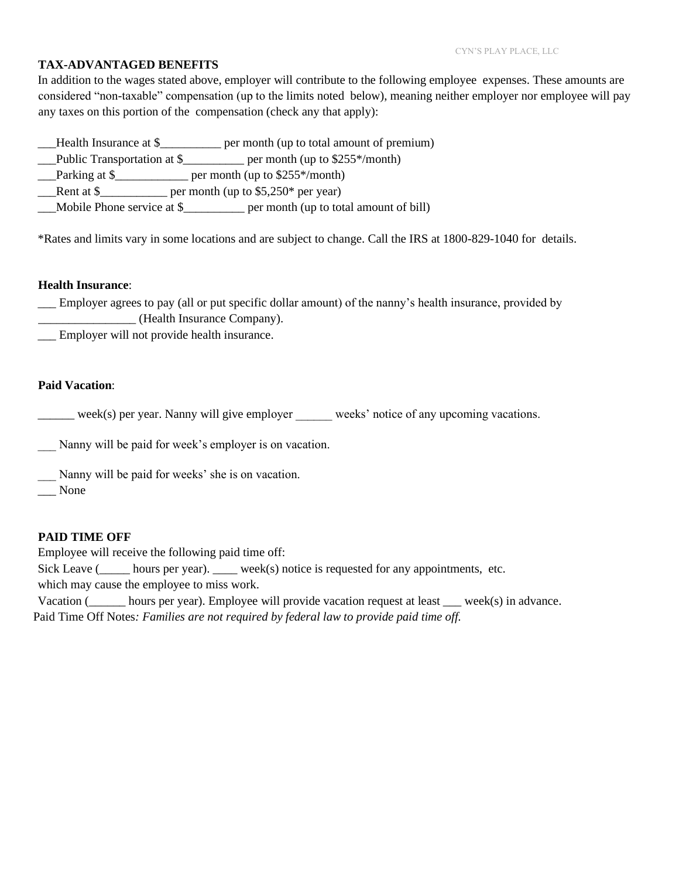**TAX-ADVANTAGED BENEFITS**

In addition to the wages stated above, employer will contribute to the following employee expenses. These amounts are considered "non-taxable" compensation (up to the limits noted below), meaning neither employer nor employee will pay any taxes on this portion of the compensation (check any that apply):

___Health Insurance at $__________ per month (up to total amount of premium)
___Public Transportation at $__________ per month (up to $255*/month)
___Parking at $____________ per month (up to $255*/month)
___Rent at $___________ per month (up to $5,250* per year)
___Mobile Phone service at $__________ per month (up to total amount of bill)

*Rates and limits vary in some locations and are subject to change. Call the IRS at 1800-829-1040 for details.

**Health Insurance**:

___ Employer agrees to pay (all or put specific dollar amount) of the nanny's health insurance, provided by ________________ (Health Insurance Company).
___ Employer will not provide health insurance.

**Paid Vacation**:

______ week(s) per year. Nanny will give employer ______ weeks' notice of any upcoming vacations.

___ Nanny will be paid for week's employer is on vacation.

___ Nanny will be paid for weeks' she is on vacation.
___ None

**PAID TIME OFF**

Employee will receive the following paid time off:
Sick Leave (_____ hours per year). ____ week(s) notice is requested for any appointments, etc. which may cause the employee to miss work.
Vacation (______ hours per year). Employee will provide vacation request at least ___ week(s) in advance.
Paid Time Off Notes*: Families are not required by federal law to provide paid time off.*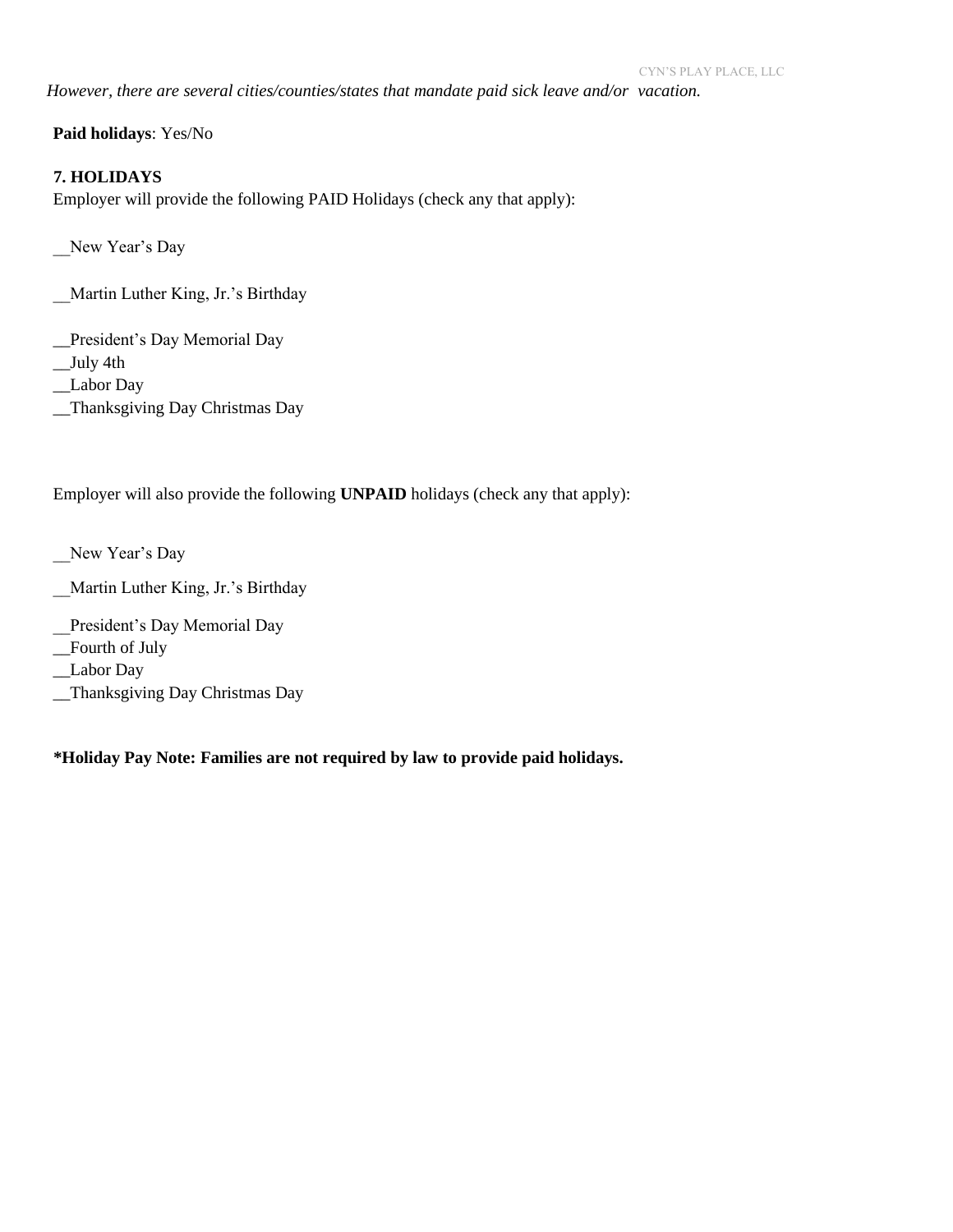*However, there are several cities/counties/states that mandate paid sick leave and/or vacation.*

**Paid holidays**: Yes/No

**7. HOLIDAYS**

Employer will provide the following PAID Holidays (check any that apply):

__New Year's Day

__Martin Luther King, Jr.'s Birthday

__President's Day Memorial Day
__July 4th
__Labor Day
__Thanksgiving Day Christmas Day

Employer will also provide the following **UNPAID** holidays (check any that apply):

__New Year's Day

__Martin Luther King, Jr.'s Birthday

__President's Day Memorial Day
__Fourth of July
__Labor Day
__Thanksgiving Day Christmas Day

**\*Holiday Pay Note: Families are not required by law to provide paid holidays.**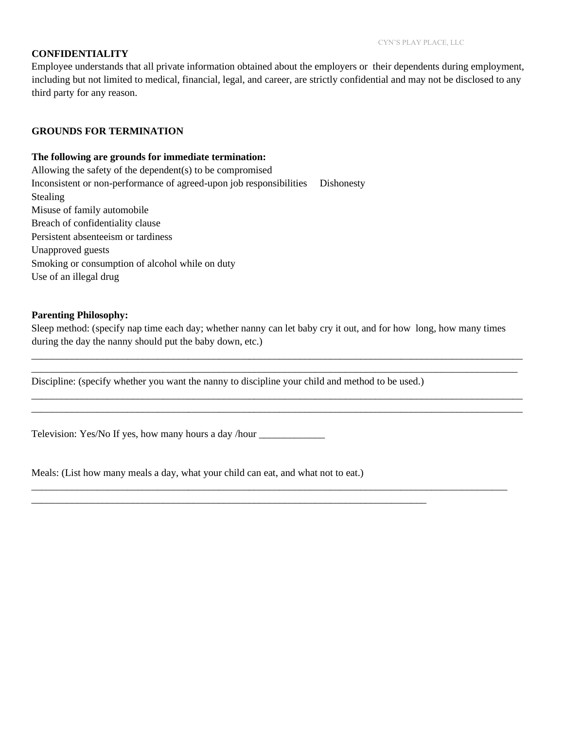**CONFIDENTIALITY**

Employee understands that all private information obtained about the employers or their dependents during employment, including but not limited to medical, financial, legal, and career, are strictly confidential and may not be disclosed to any third party for any reason.

**GROUNDS FOR TERMINATION**

**The following are grounds for immediate termination:**

Allowing the safety of the dependent(s) to be compromised
Inconsistent or non-performance of agreed-upon job responsibilities     Dishonesty
Stealing
Misuse of family automobile
Breach of confidentiality clause
Persistent absenteeism or tardiness
Unapproved guests
Smoking or consumption of alcohol while on duty
Use of an illegal drug

**Parenting Philosophy:**

Sleep method: (specify nap time each day; whether nanny can let baby cry it out, and for how long, how many times during the day the nanny should put the baby down, etc.)

_______________________________________________________________________________________________
_______________________________________________________________________________________________

Discipline: (specify whether you want the nanny to discipline your child and method to be used.)

_______________________________________________________________________________________________
_______________________________________________________________________________________________

Television: Yes/No If yes, how many hours a day /hour _____________

Meals: (List how many meals a day, what your child can eat, and what not to eat.)

_______________________________________________________________________________________________
_____________________________________________________________________________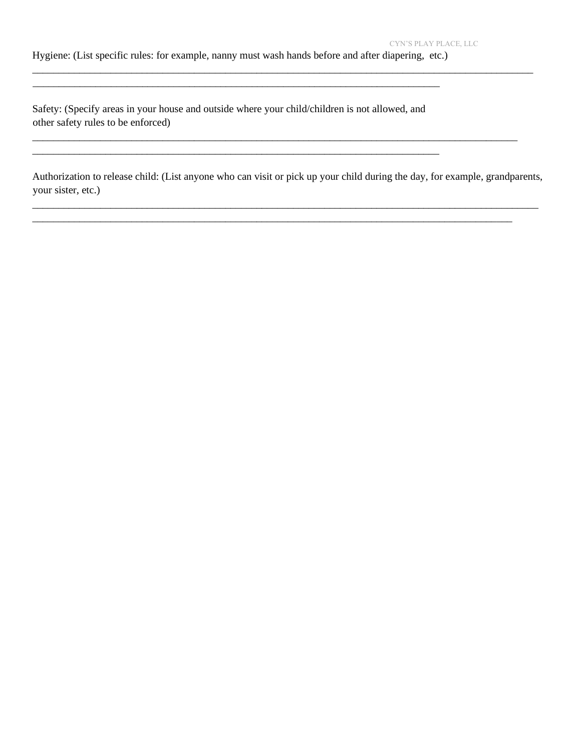Hygiene: (List specific rules: for example, nanny must wash hands before and after diapering, etc.)

________________________________________________________________________________________________

______________________________________________________________________________

Safety: (Specify areas in your house and outside where your child/children is not allowed, and other safety rules to be enforced)

_____________________________________________________________________________________________

______________________________________________________________________________

Authorization to release child: (List anyone who can visit or pick up your child during the day, for example, grandparents, your sister, etc.)

_________________________________________________________________________________________________

____________________________________________________________________________________________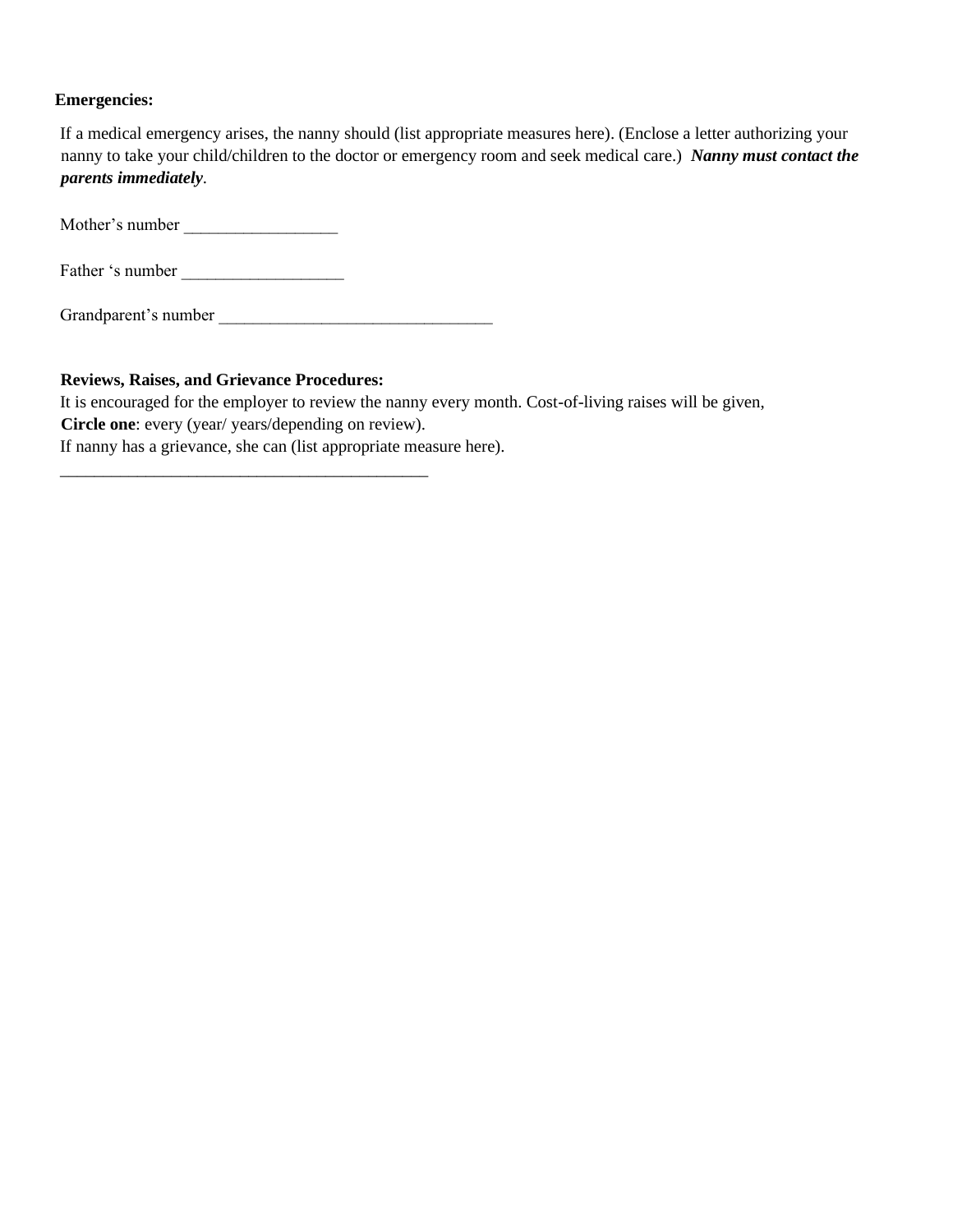**Emergencies:**

If a medical emergency arises, the nanny should (list appropriate measures here). (Enclose a letter authorizing your nanny to take your child/children to the doctor or emergency room and seek medical care.) ***Nanny must contact the parents immediately***.

Mother's number _________________

Father 's number __________________

Grandparent's number _______________________________

**Reviews, Raises, and Grievance Procedures:**

It is encouraged for the employer to review the nanny every month. Cost-of-living raises will be given,
**Circle one**: every (year/ years/depending on review).
If nanny has a grievance, she can (list appropriate measure here).
___________________________________________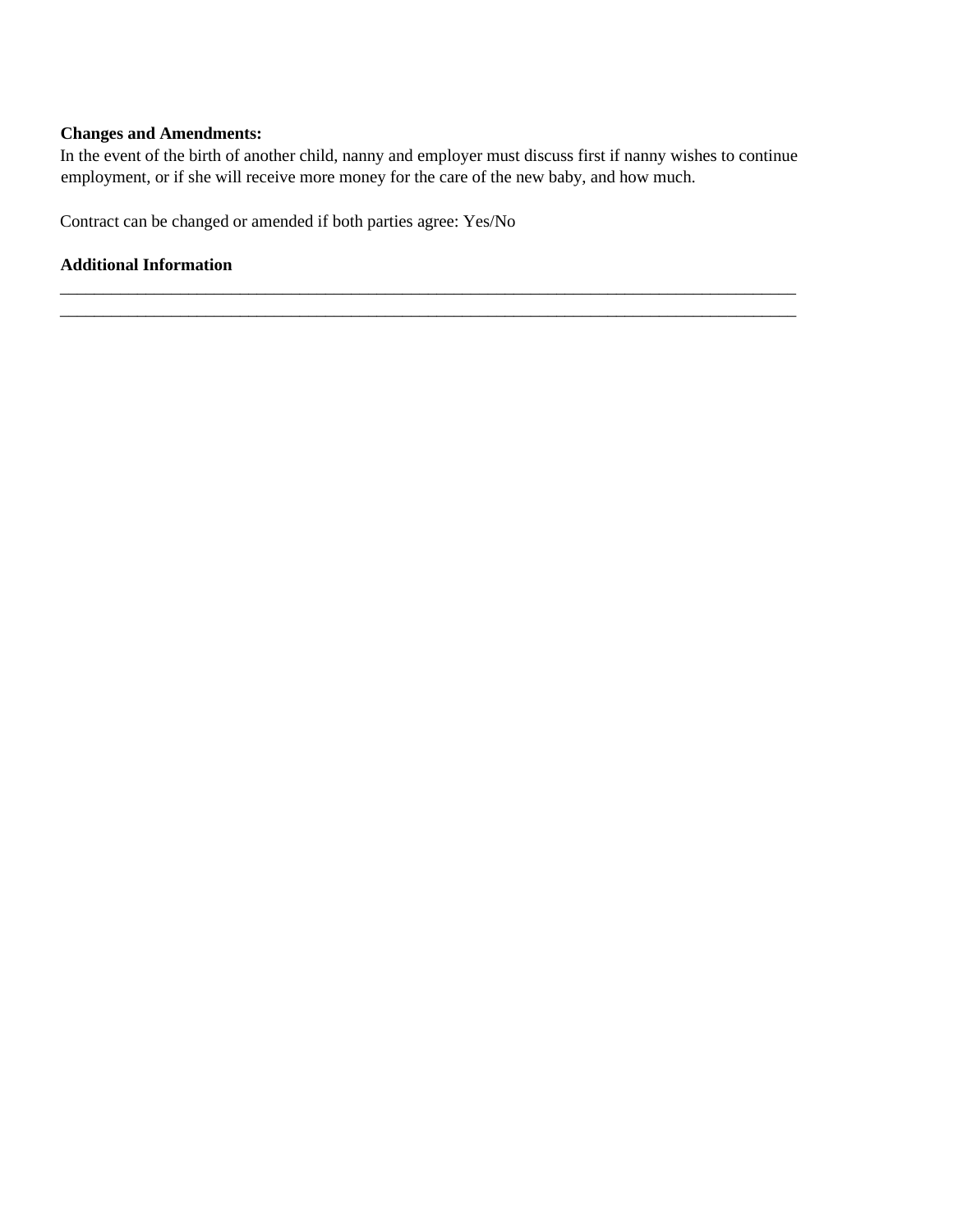**Changes and Amendments:**

In the event of the birth of another child, nanny and employer must discuss first if nanny wishes to continue employment, or if she will receive more money for the care of the new baby, and how much.

Contract can be changed or amended if both parties agree: Yes/No

**Additional Information**

_____________________________________________________________________________________________

_____________________________________________________________________________________________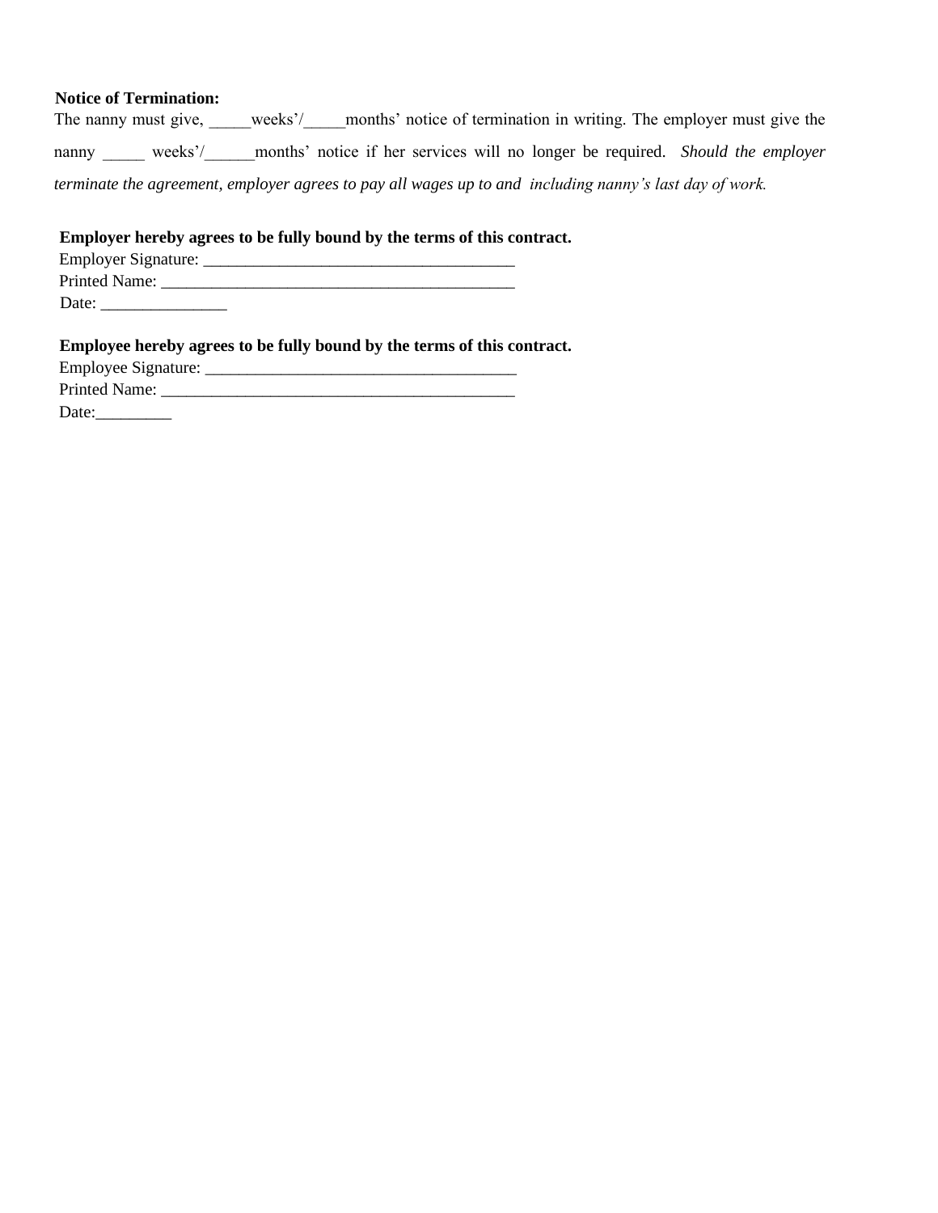**Notice of Termination:**

The nanny must give, _____weeks'/_____months' notice of termination in writing. The employer must give the nanny _____ weeks'/______months' notice if her services will no longer be required. *Should the employer terminate the agreement, employer agrees to pay all wages up to and including nanny's last day of work.*

**Employer hereby agrees to be fully bound by the terms of this contract.**

Employer Signature: ______________________________________

Printed Name: ___________________________________________

Date: _______________

**Employee hereby agrees to be fully bound by the terms of this contract.**

Employee Signature: ______________________________________

Printed Name: ___________________________________________

Date:_________